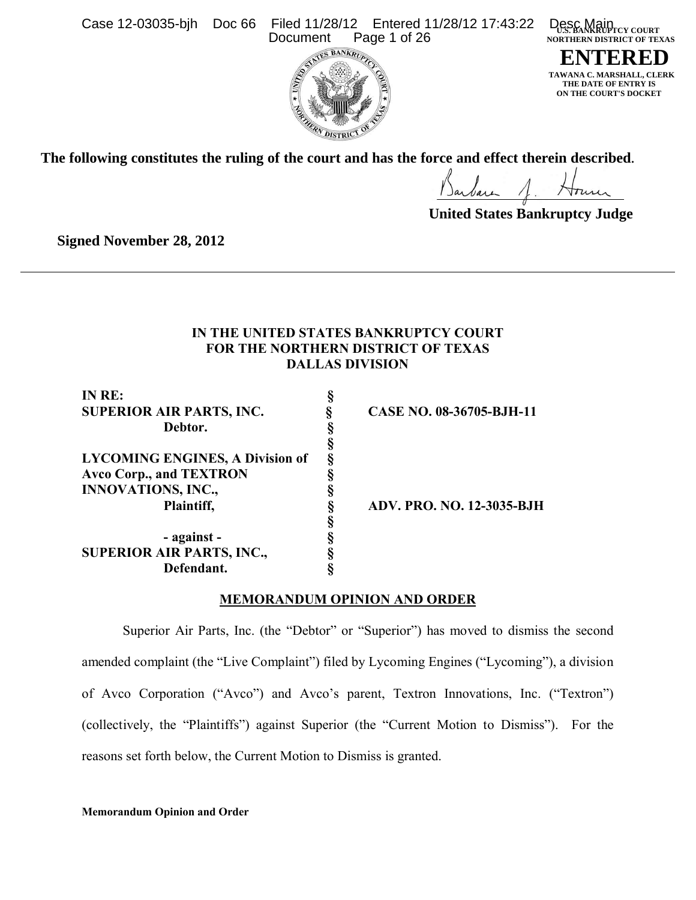The following constitutes the ruling of the court and has the force and effect therein described.

United States Bankruptcy Judge

**Signed November 28, 2012**

---

**IN THE UNITED STATES BANKRUPTCY COURT**
**FOR THE NORTHERN DISTRICT OF TEXAS**
**DALLAS DIVISION**

| | | |
|---|---|---|
| **IN RE:** | § | |
| **SUPERIOR AIR PARTS, INC.** | § | **CASE NO. 08-36705-BJH-11** |
| **Debtor.** | § | |
| | § | |
| **LYCOMING ENGINES, A Division of** | § | |
| **Avco Corp., and TEXTRON** | § | |
| **INNOVATIONS, INC.,** | § | |
| **Plaintiff,** | § | **ADV. PRO. NO. 12-3035-BJH** |
| | § | |
| **- against -** | § | |
| **SUPERIOR AIR PARTS, INC.,** | § | |
| **Defendant.** | § | |

**MEMORANDUM OPINION AND ORDER**

Superior Air Parts, Inc. (the "Debtor" or "Superior") has moved to dismiss the second amended complaint (the "Live Complaint") filed by Lycoming Engines ("Lycoming"), a division of Avco Corporation ("Avco") and Avco's parent, Textron Innovations, Inc. ("Textron") (collectively, the "Plaintiffs") against Superior (the "Current Motion to Dismiss"). For the reasons set forth below, the Current Motion to Dismiss is granted.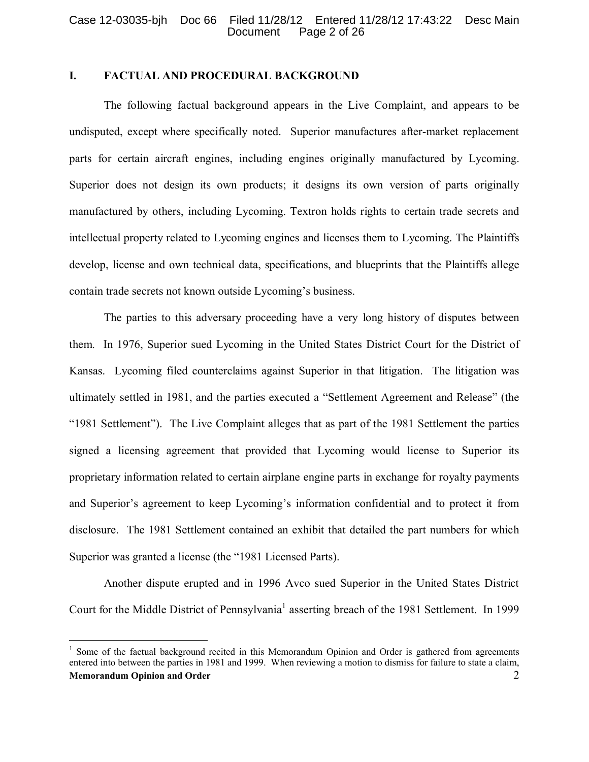## I. FACTUAL AND PROCEDURAL BACKGROUND

The following factual background appears in the Live Complaint, and appears to be undisputed, except where specifically noted. Superior manufactures after-market replacement parts for certain aircraft engines, including engines originally manufactured by Lycoming. Superior does not design its own products; it designs its own version of parts originally manufactured by others, including Lycoming. Textron holds rights to certain trade secrets and intellectual property related to Lycoming engines and licenses them to Lycoming. The Plaintiffs develop, license and own technical data, specifications, and blueprints that the Plaintiffs allege contain trade secrets not known outside Lycoming's business.

The parties to this adversary proceeding have a very long history of disputes between them. In 1976, Superior sued Lycoming in the United States District Court for the District of Kansas. Lycoming filed counterclaims against Superior in that litigation. The litigation was ultimately settled in 1981, and the parties executed a "Settlement Agreement and Release" (the "1981 Settlement"). The Live Complaint alleges that as part of the 1981 Settlement the parties signed a licensing agreement that provided that Lycoming would license to Superior its proprietary information related to certain airplane engine parts in exchange for royalty payments and Superior's agreement to keep Lycoming's information confidential and to protect it from disclosure. The 1981 Settlement contained an exhibit that detailed the part numbers for which Superior was granted a license (the "1981 Licensed Parts).

Another dispute erupted and in 1996 Avco sued Superior in the United States District Court for the Middle District of Pennsylvania[1] asserting breach of the 1981 Settlement. In 1999

---

[1] Some of the factual background recited in this Memorandum Opinion and Order is gathered from agreements entered into between the parties in 1981 and 1999. When reviewing a motion to dismiss for failure to state a claim,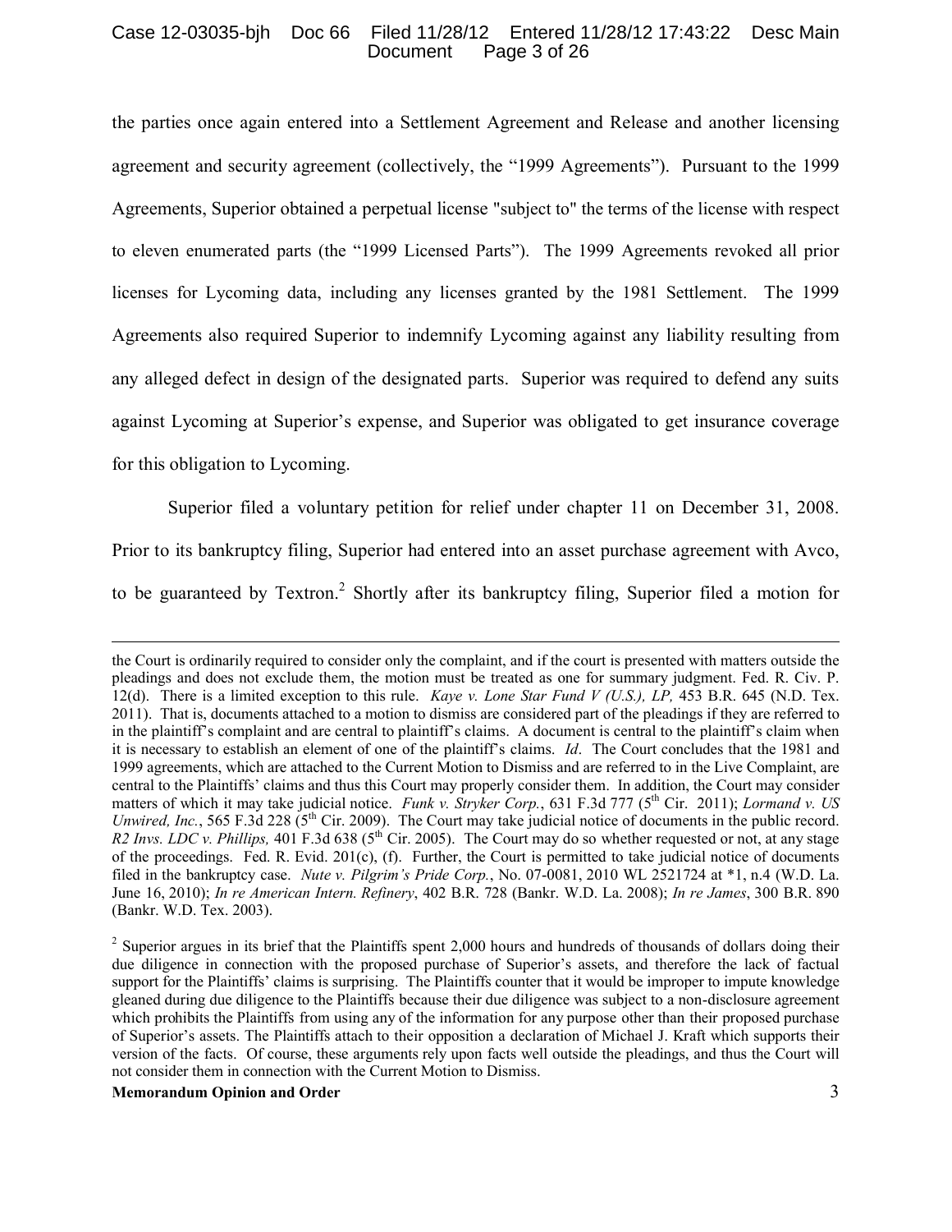the parties once again entered into a Settlement Agreement and Release and another licensing agreement and security agreement (collectively, the "1999 Agreements"). Pursuant to the 1999 Agreements, Superior obtained a perpetual license "subject to" the terms of the license with respect to eleven enumerated parts (the "1999 Licensed Parts"). The 1999 Agreements revoked all prior licenses for Lycoming data, including any licenses granted by the 1981 Settlement. The 1999 Agreements also required Superior to indemnify Lycoming against any liability resulting from any alleged defect in design of the designated parts. Superior was required to defend any suits against Lycoming at Superior's expense, and Superior was obligated to get insurance coverage for this obligation to Lycoming.

Superior filed a voluntary petition for relief under chapter 11 on December 31, 2008. Prior to its bankruptcy filing, Superior had entered into an asset purchase agreement with Avco, to be guaranteed by Textron.[2] Shortly after its bankruptcy filing, Superior filed a motion for

---

the Court is ordinarily required to consider only the complaint, and if the court is presented with matters outside the pleadings and does not exclude them, the motion must be treated as one for summary judgment. Fed. R. Civ. P. 12(d). There is a limited exception to this rule. *Kaye v. Lone Star Fund V (U.S.), LP,* 453 B.R. 645 (N.D. Tex. 2011). That is, documents attached to a motion to dismiss are considered part of the pleadings if they are referred to in the plaintiff's complaint and are central to plaintiff's claims. A document is central to the plaintiff's claim when it is necessary to establish an element of one of the plaintiff's claims. *Id*. The Court concludes that the 1981 and 1999 agreements, which are attached to the Current Motion to Dismiss and are referred to in the Live Complaint, are central to the Plaintiffs' claims and thus this Court may properly consider them. In addition, the Court may consider matters of which it may take judicial notice. *Funk v. Stryker Corp.*, 631 F.3d 777 (5th Cir. 2011); *Lormand v. US Unwired, Inc.*, 565 F.3d 228 (5th Cir. 2009). The Court may take judicial notice of documents in the public record. *R2 Invs. LDC v. Phillips,* 401 F.3d 638 (5th Cir. 2005). The Court may do so whether requested or not, at any stage of the proceedings. Fed. R. Evid. 201(c), (f). Further, the Court is permitted to take judicial notice of documents filed in the bankruptcy case. *Nute v. Pilgrim's Pride Corp.*, No. 07-0081, 2010 WL 2521724 at *1, n.4 (W.D. La. June 16, 2010); *In re American Intern. Refinery*, 402 B.R. 728 (Bankr. W.D. La. 2008); *In re James*, 300 B.R. 890 (Bankr. W.D. Tex. 2003).

[2] Superior argues in its brief that the Plaintiffs spent 2,000 hours and hundreds of thousands of dollars doing their due diligence in connection with the proposed purchase of Superior's assets, and therefore the lack of factual support for the Plaintiffs' claims is surprising. The Plaintiffs counter that it would be improper to impute knowledge gleaned during due diligence to the Plaintiffs because their due diligence was subject to a non-disclosure agreement which prohibits the Plaintiffs from using any of the information for any purpose other than their proposed purchase of Superior's assets. The Plaintiffs attach to their opposition a declaration of Michael J. Kraft which supports their version of the facts. Of course, these arguments rely upon facts well outside the pleadings, and thus the Court will not consider them in connection with the Current Motion to Dismiss.

**Memorandum Opinion and Order**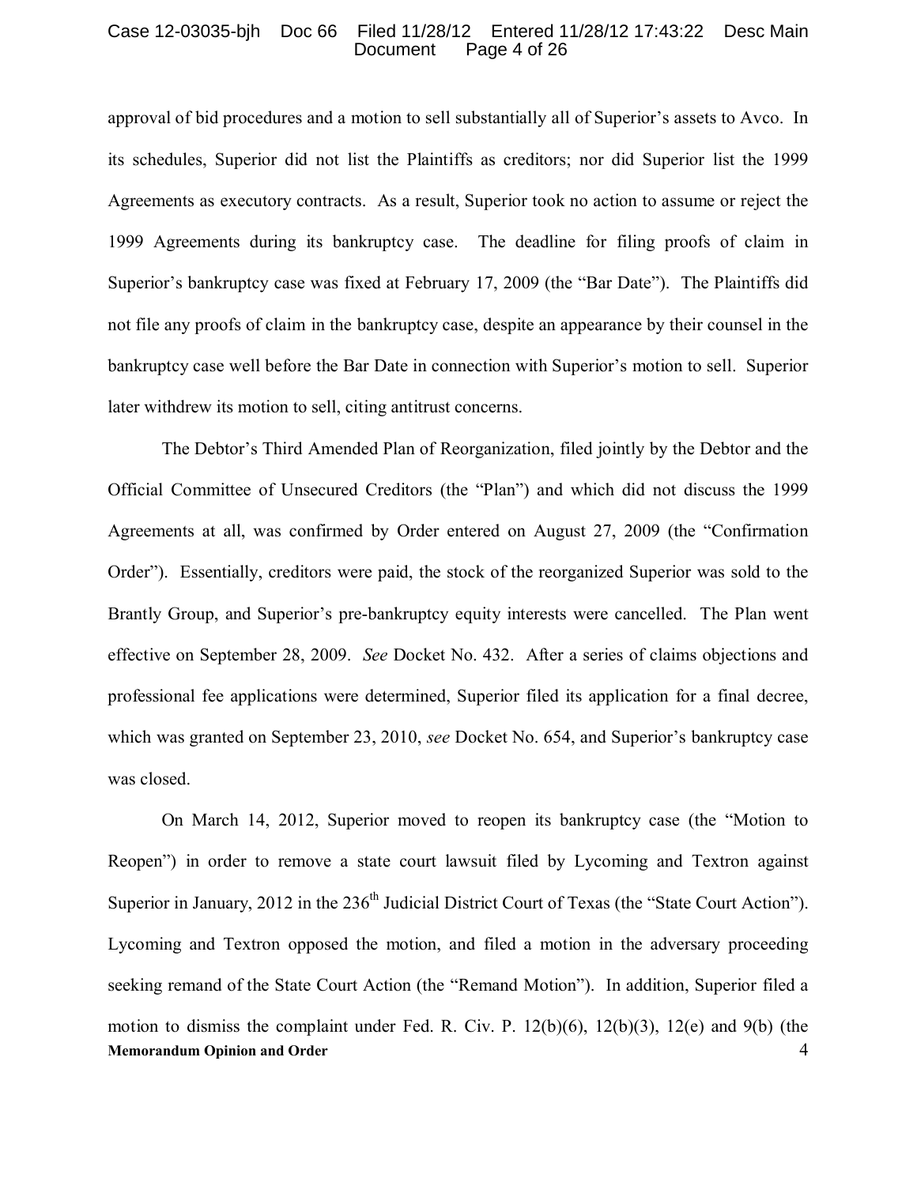approval of bid procedures and a motion to sell substantially all of Superior's assets to Avco. In its schedules, Superior did not list the Plaintiffs as creditors; nor did Superior list the 1999 Agreements as executory contracts. As a result, Superior took no action to assume or reject the 1999 Agreements during its bankruptcy case. The deadline for filing proofs of claim in Superior's bankruptcy case was fixed at February 17, 2009 (the "Bar Date"). The Plaintiffs did not file any proofs of claim in the bankruptcy case, despite an appearance by their counsel in the bankruptcy case well before the Bar Date in connection with Superior's motion to sell. Superior later withdrew its motion to sell, citing antitrust concerns.

The Debtor's Third Amended Plan of Reorganization, filed jointly by the Debtor and the Official Committee of Unsecured Creditors (the "Plan") and which did not discuss the 1999 Agreements at all, was confirmed by Order entered on August 27, 2009 (the "Confirmation Order"). Essentially, creditors were paid, the stock of the reorganized Superior was sold to the Brantly Group, and Superior's pre-bankruptcy equity interests were cancelled. The Plan went effective on September 28, 2009. *See* Docket No. 432. After a series of claims objections and professional fee applications were determined, Superior filed its application for a final decree, which was granted on September 23, 2010, *see* Docket No. 654, and Superior's bankruptcy case was closed.

On March 14, 2012, Superior moved to reopen its bankruptcy case (the "Motion to Reopen") in order to remove a state court lawsuit filed by Lycoming and Textron against Superior in January, 2012 in the 236th Judicial District Court of Texas (the "State Court Action"). Lycoming and Textron opposed the motion, and filed a motion in the adversary proceeding seeking remand of the State Court Action (the "Remand Motion"). In addition, Superior filed a motion to dismiss the complaint under Fed. R. Civ. P. 12(b)(6), 12(b)(3), 12(e) and 9(b) (the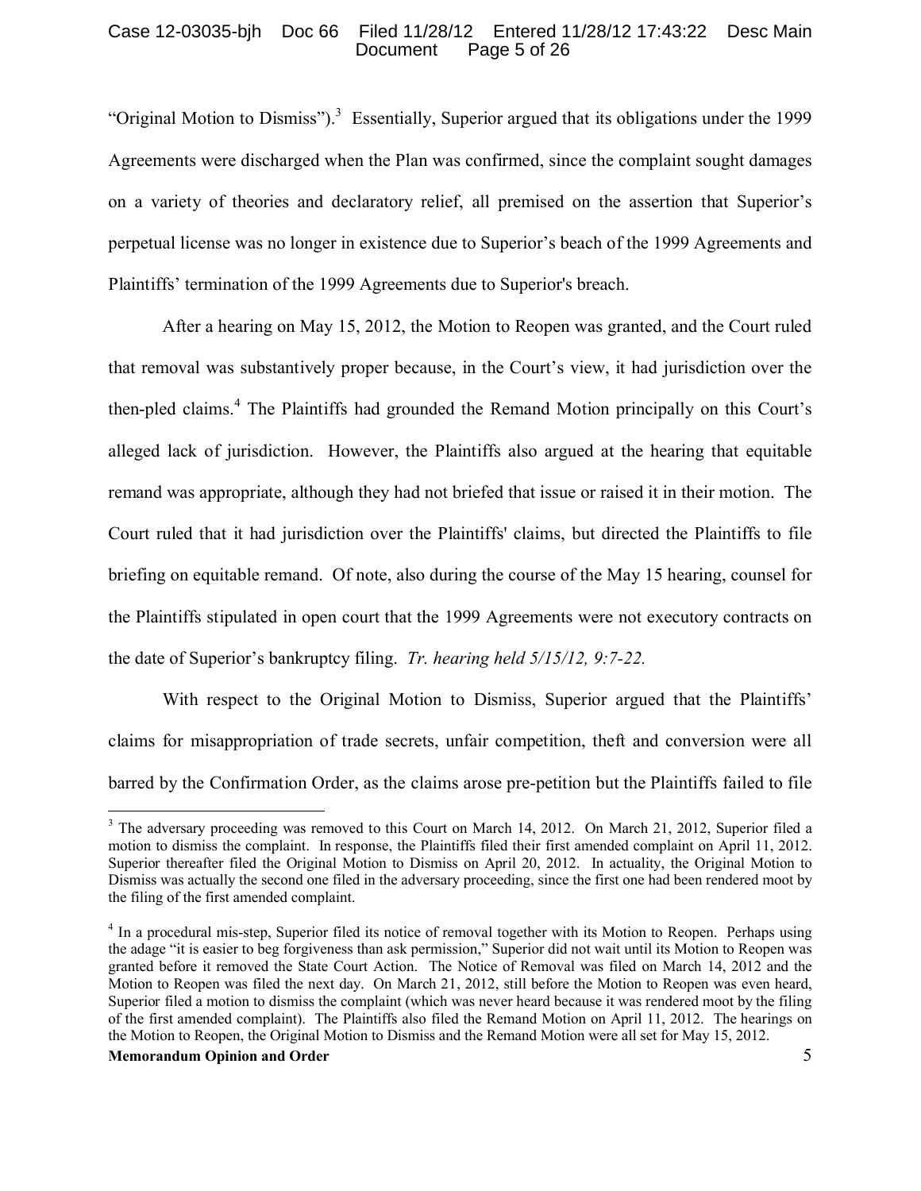"Original Motion to Dismiss").[3] Essentially, Superior argued that its obligations under the 1999 Agreements were discharged when the Plan was confirmed, since the complaint sought damages on a variety of theories and declaratory relief, all premised on the assertion that Superior's perpetual license was no longer in existence due to Superior's beach of the 1999 Agreements and Plaintiffs' termination of the 1999 Agreements due to Superior's breach.

After a hearing on May 15, 2012, the Motion to Reopen was granted, and the Court ruled that removal was substantively proper because, in the Court's view, it had jurisdiction over the then-pled claims.[4] The Plaintiffs had grounded the Remand Motion principally on this Court's alleged lack of jurisdiction. However, the Plaintiffs also argued at the hearing that equitable remand was appropriate, although they had not briefed that issue or raised it in their motion. The Court ruled that it had jurisdiction over the Plaintiffs' claims, but directed the Plaintiffs to file briefing on equitable remand. Of note, also during the course of the May 15 hearing, counsel for the Plaintiffs stipulated in open court that the 1999 Agreements were not executory contracts on the date of Superior's bankruptcy filing. *Tr. hearing held 5/15/12, 9:7-22.*

With respect to the Original Motion to Dismiss, Superior argued that the Plaintiffs' claims for misappropriation of trade secrets, unfair competition, theft and conversion were all barred by the Confirmation Order, as the claims arose pre-petition but the Plaintiffs failed to file

---

[3] The adversary proceeding was removed to this Court on March 14, 2012. On March 21, 2012, Superior filed a motion to dismiss the complaint. In response, the Plaintiffs filed their first amended complaint on April 11, 2012. Superior thereafter filed the Original Motion to Dismiss on April 20, 2012. In actuality, the Original Motion to Dismiss was actually the second one filed in the adversary proceeding, since the first one had been rendered moot by the filing of the first amended complaint.

[4] In a procedural mis-step, Superior filed its notice of removal together with its Motion to Reopen. Perhaps using the adage "it is easier to beg forgiveness than ask permission," Superior did not wait until its Motion to Reopen was granted before it removed the State Court Action. The Notice of Removal was filed on March 14, 2012 and the Motion to Reopen was filed the next day. On March 21, 2012, still before the Motion to Reopen was even heard, Superior filed a motion to dismiss the complaint (which was never heard because it was rendered moot by the filing of the first amended complaint). The Plaintiffs also filed the Remand Motion on April 11, 2012. The hearings on the Motion to Reopen, the Original Motion to Dismiss and the Remand Motion were all set for May 15, 2012.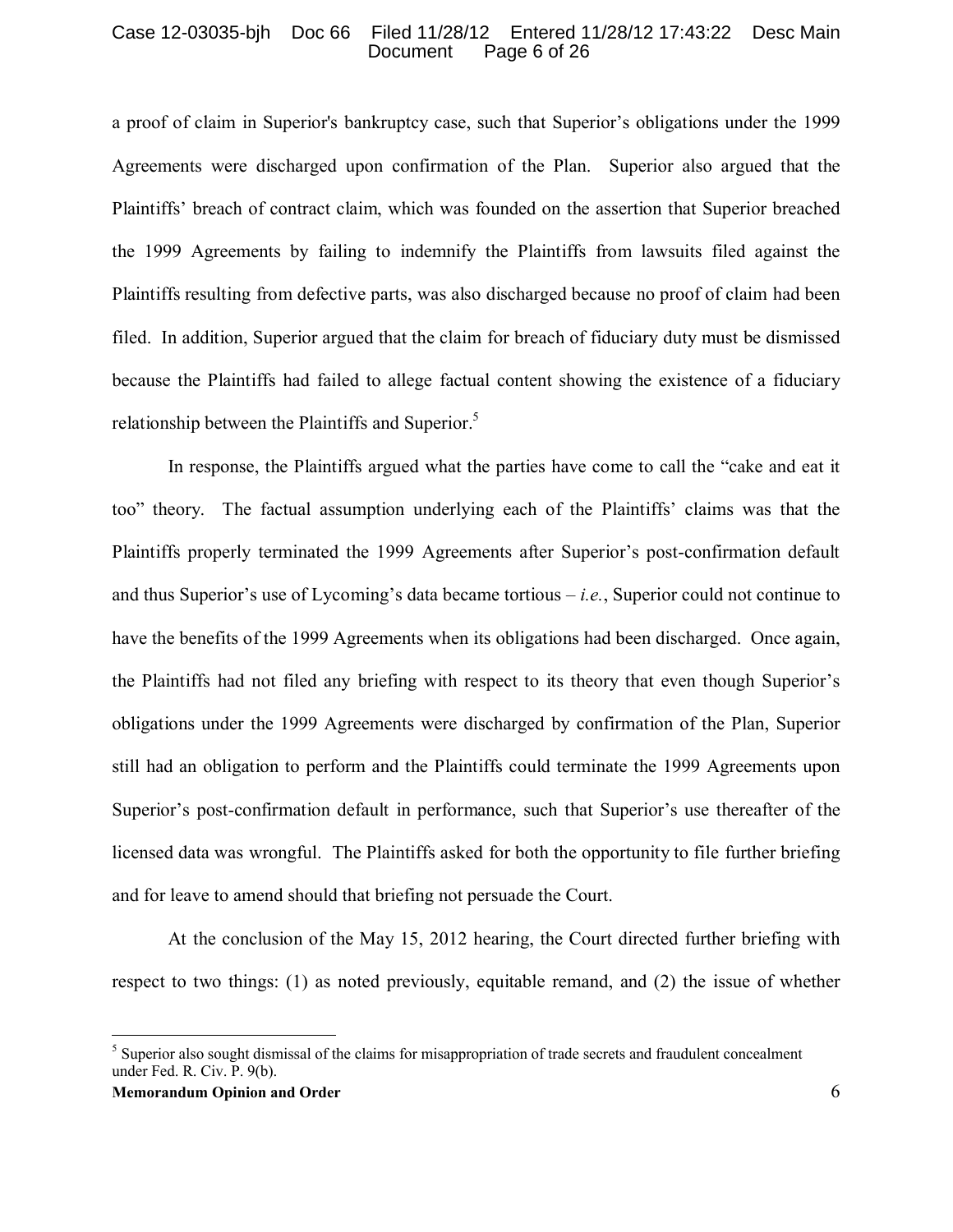a proof of claim in Superior's bankruptcy case, such that Superior's obligations under the 1999 Agreements were discharged upon confirmation of the Plan. Superior also argued that the Plaintiffs' breach of contract claim, which was founded on the assertion that Superior breached the 1999 Agreements by failing to indemnify the Plaintiffs from lawsuits filed against the Plaintiffs resulting from defective parts, was also discharged because no proof of claim had been filed. In addition, Superior argued that the claim for breach of fiduciary duty must be dismissed because the Plaintiffs had failed to allege factual content showing the existence of a fiduciary relationship between the Plaintiffs and Superior.[5]

In response, the Plaintiffs argued what the parties have come to call the "cake and eat it too" theory. The factual assumption underlying each of the Plaintiffs' claims was that the Plaintiffs properly terminated the 1999 Agreements after Superior's post-confirmation default and thus Superior's use of Lycoming's data became tortious – *i.e.*, Superior could not continue to have the benefits of the 1999 Agreements when its obligations had been discharged. Once again, the Plaintiffs had not filed any briefing with respect to its theory that even though Superior's obligations under the 1999 Agreements were discharged by confirmation of the Plan, Superior still had an obligation to perform and the Plaintiffs could terminate the 1999 Agreements upon Superior's post-confirmation default in performance, such that Superior's use thereafter of the licensed data was wrongful. The Plaintiffs asked for both the opportunity to file further briefing and for leave to amend should that briefing not persuade the Court.

At the conclusion of the May 15, 2012 hearing, the Court directed further briefing with respect to two things: (1) as noted previously, equitable remand, and (2) the issue of whether

---

[5] Superior also sought dismissal of the claims for misappropriation of trade secrets and fraudulent concealment under Fed. R. Civ. P. 9(b).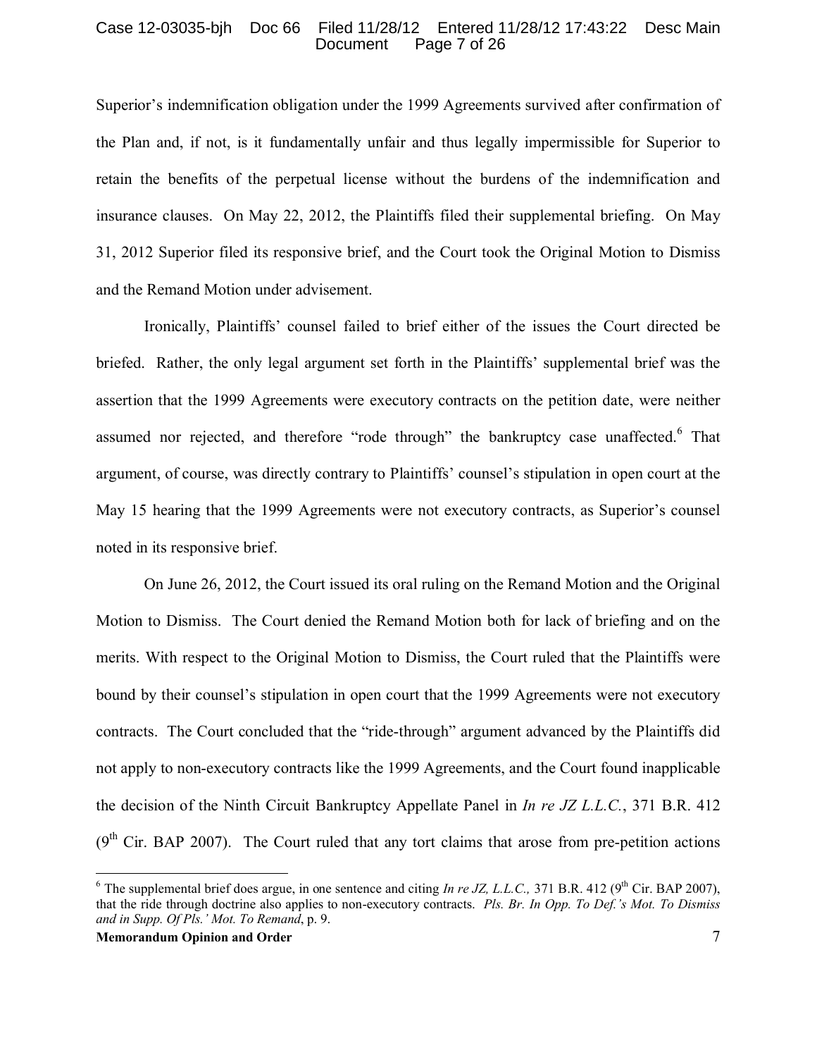Superior's indemnification obligation under the 1999 Agreements survived after confirmation of the Plan and, if not, is it fundamentally unfair and thus legally impermissible for Superior to retain the benefits of the perpetual license without the burdens of the indemnification and insurance clauses. On May 22, 2012, the Plaintiffs filed their supplemental briefing. On May 31, 2012 Superior filed its responsive brief, and the Court took the Original Motion to Dismiss and the Remand Motion under advisement.

Ironically, Plaintiffs' counsel failed to brief either of the issues the Court directed be briefed. Rather, the only legal argument set forth in the Plaintiffs' supplemental brief was the assertion that the 1999 Agreements were executory contracts on the petition date, were neither assumed nor rejected, and therefore "rode through" the bankruptcy case unaffected.[6] That argument, of course, was directly contrary to Plaintiffs' counsel's stipulation in open court at the May 15 hearing that the 1999 Agreements were not executory contracts, as Superior's counsel noted in its responsive brief.

On June 26, 2012, the Court issued its oral ruling on the Remand Motion and the Original Motion to Dismiss. The Court denied the Remand Motion both for lack of briefing and on the merits. With respect to the Original Motion to Dismiss, the Court ruled that the Plaintiffs were bound by their counsel's stipulation in open court that the 1999 Agreements were not executory contracts. The Court concluded that the "ride-through" argument advanced by the Plaintiffs did not apply to non-executory contracts like the 1999 Agreements, and the Court found inapplicable the decision of the Ninth Circuit Bankruptcy Appellate Panel in *In re JZ L.L.C.*, 371 B.R. 412 (9th Cir. BAP 2007). The Court ruled that any tort claims that arose from pre-petition actions

---

[6] The supplemental brief does argue, in one sentence and citing *In re JZ, L.L.C.,* 371 B.R. 412 (9th Cir. BAP 2007), that the ride through doctrine also applies to non-executory contracts. *Pls. Br. In Opp. To Def.'s Mot. To Dismiss and in Supp. Of Pls.' Mot. To Remand*, p. 9.

**Memorandum Opinion and Order**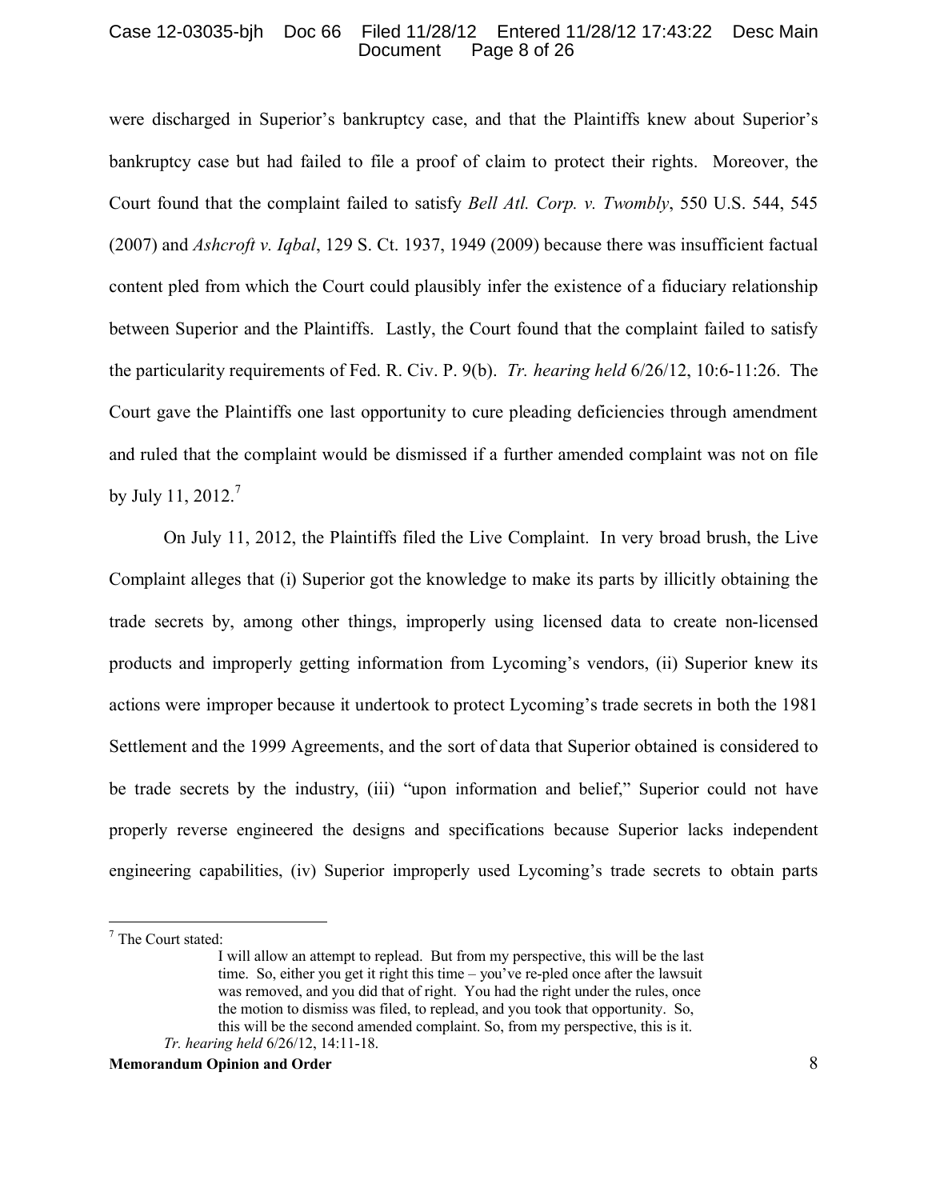were discharged in Superior's bankruptcy case, and that the Plaintiffs knew about Superior's bankruptcy case but had failed to file a proof of claim to protect their rights. Moreover, the Court found that the complaint failed to satisfy *Bell Atl. Corp. v. Twombly*, 550 U.S. 544, 545 (2007) and *Ashcroft v. Iqbal*, 129 S. Ct. 1937, 1949 (2009) because there was insufficient factual content pled from which the Court could plausibly infer the existence of a fiduciary relationship between Superior and the Plaintiffs. Lastly, the Court found that the complaint failed to satisfy the particularity requirements of Fed. R. Civ. P. 9(b). *Tr. hearing held* 6/26/12, 10:6-11:26. The Court gave the Plaintiffs one last opportunity to cure pleading deficiencies through amendment and ruled that the complaint would be dismissed if a further amended complaint was not on file by July 11, 2012.[7]

On July 11, 2012, the Plaintiffs filed the Live Complaint. In very broad brush, the Live Complaint alleges that (i) Superior got the knowledge to make its parts by illicitly obtaining the trade secrets by, among other things, improperly using licensed data to create non-licensed products and improperly getting information from Lycoming's vendors, (ii) Superior knew its actions were improper because it undertook to protect Lycoming's trade secrets in both the 1981 Settlement and the 1999 Agreements, and the sort of data that Superior obtained is considered to be trade secrets by the industry, (iii) "upon information and belief," Superior could not have properly reverse engineered the designs and specifications because Superior lacks independent engineering capabilities, (iv) Superior improperly used Lycoming's trade secrets to obtain parts

---

[7] The Court stated:

> I will allow an attempt to replead. But from my perspective, this will be the last time. So, either you get it right this time – you've re-pled once after the lawsuit was removed, and you did that of right. You had the right under the rules, once the motion to dismiss was filed, to replead, and you took that opportunity. So, this will be the second amended complaint. So, from my perspective, this is it.

*Tr. hearing held* 6/26/12, 14:11-18.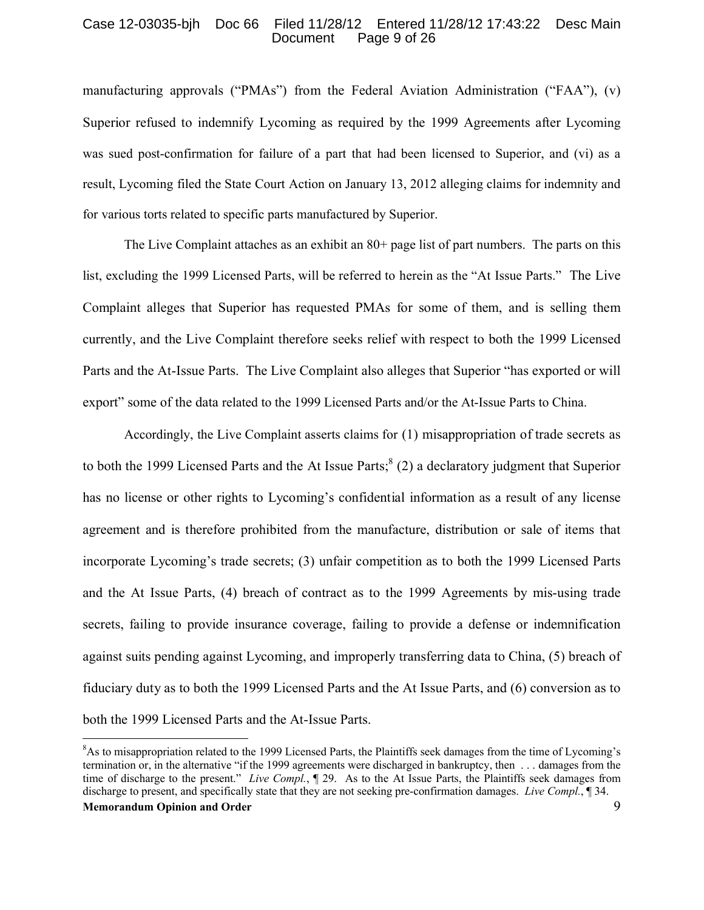manufacturing approvals ("PMAs") from the Federal Aviation Administration ("FAA"), (v) Superior refused to indemnify Lycoming as required by the 1999 Agreements after Lycoming was sued post-confirmation for failure of a part that had been licensed to Superior, and (vi) as a result, Lycoming filed the State Court Action on January 13, 2012 alleging claims for indemnity and for various torts related to specific parts manufactured by Superior.

The Live Complaint attaches as an exhibit an 80+ page list of part numbers. The parts on this list, excluding the 1999 Licensed Parts, will be referred to herein as the "At Issue Parts." The Live Complaint alleges that Superior has requested PMAs for some of them, and is selling them currently, and the Live Complaint therefore seeks relief with respect to both the 1999 Licensed Parts and the At-Issue Parts. The Live Complaint also alleges that Superior "has exported or will export" some of the data related to the 1999 Licensed Parts and/or the At-Issue Parts to China.

Accordingly, the Live Complaint asserts claims for (1) misappropriation of trade secrets as to both the 1999 Licensed Parts and the At Issue Parts;[8] (2) a declaratory judgment that Superior has no license or other rights to Lycoming's confidential information as a result of any license agreement and is therefore prohibited from the manufacture, distribution or sale of items that incorporate Lycoming's trade secrets; (3) unfair competition as to both the 1999 Licensed Parts and the At Issue Parts, (4) breach of contract as to the 1999 Agreements by mis-using trade secrets, failing to provide insurance coverage, failing to provide a defense or indemnification against suits pending against Lycoming, and improperly transferring data to China, (5) breach of fiduciary duty as to both the 1999 Licensed Parts and the At Issue Parts, and (6) conversion as to both the 1999 Licensed Parts and the At-Issue Parts.

[8]As to misappropriation related to the 1999 Licensed Parts, the Plaintiffs seek damages from the time of Lycoming's termination or, in the alternative "if the 1999 agreements were discharged in bankruptcy, then . . . damages from the time of discharge to the present." *Live Compl.*, ¶ 29. As to the At Issue Parts, the Plaintiffs seek damages from discharge to present, and specifically state that they are not seeking pre-confirmation damages. *Live Compl.*, ¶ 34.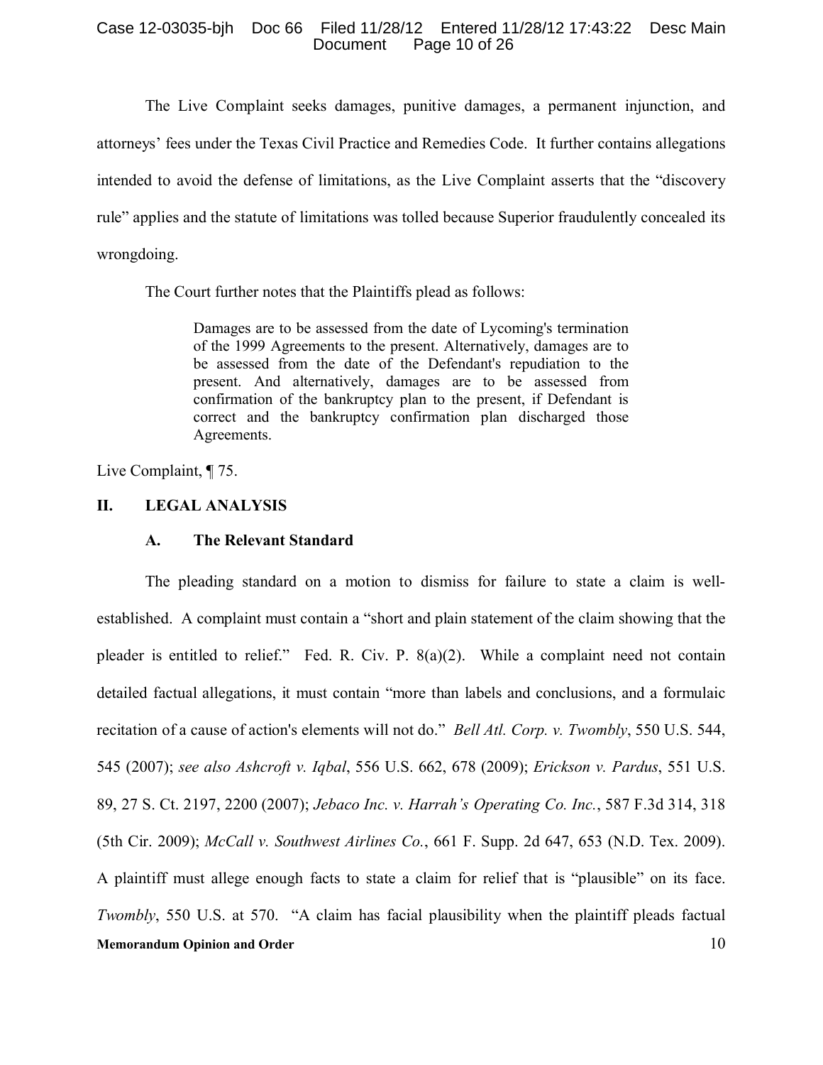The Live Complaint seeks damages, punitive damages, a permanent injunction, and attorneys' fees under the Texas Civil Practice and Remedies Code. It further contains allegations intended to avoid the defense of limitations, as the Live Complaint asserts that the "discovery rule" applies and the statute of limitations was tolled because Superior fraudulently concealed its wrongdoing.

The Court further notes that the Plaintiffs plead as follows:

> Damages are to be assessed from the date of Lycoming's termination of the 1999 Agreements to the present. Alternatively, damages are to be assessed from the date of the Defendant's repudiation to the present. And alternatively, damages are to be assessed from confirmation of the bankruptcy plan to the present, if Defendant is correct and the bankruptcy confirmation plan discharged those Agreements.

Live Complaint, ¶ 75.

## II. LEGAL ANALYSIS

### A. The Relevant Standard

The pleading standard on a motion to dismiss for failure to state a claim is well-established. A complaint must contain a "short and plain statement of the claim showing that the pleader is entitled to relief." Fed. R. Civ. P. 8(a)(2). While a complaint need not contain detailed factual allegations, it must contain "more than labels and conclusions, and a formulaic recitation of a cause of action's elements will not do." *Bell Atl. Corp. v. Twombly*, 550 U.S. 544, 545 (2007); *see also Ashcroft v. Iqbal*, 556 U.S. 662, 678 (2009); *Erickson v. Pardus*, 551 U.S. 89, 27 S. Ct. 2197, 2200 (2007); *Jebaco Inc. v. Harrah's Operating Co. Inc.*, 587 F.3d 314, 318 (5th Cir. 2009); *McCall v. Southwest Airlines Co.*, 661 F. Supp. 2d 647, 653 (N.D. Tex. 2009). A plaintiff must allege enough facts to state a claim for relief that is "plausible" on its face. *Twombly*, 550 U.S. at 570. "A claim has facial plausibility when the plaintiff pleads factual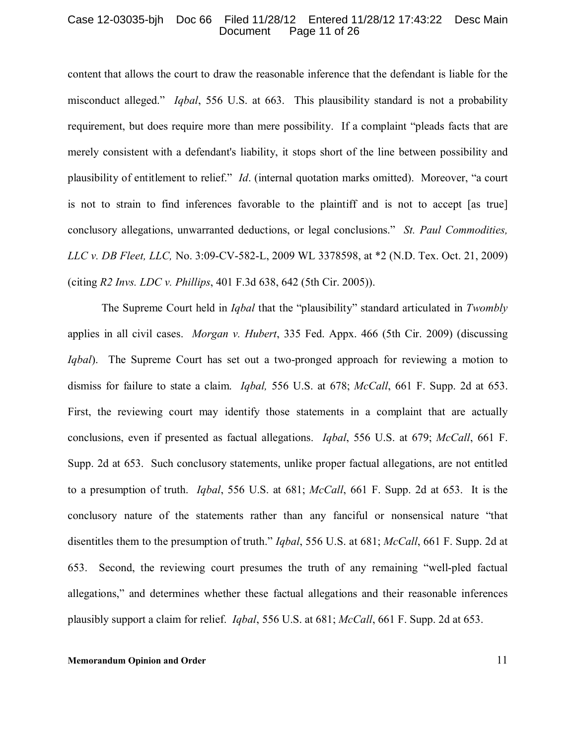content that allows the court to draw the reasonable inference that the defendant is liable for the misconduct alleged." *Iqbal*, 556 U.S. at 663. This plausibility standard is not a probability requirement, but does require more than mere possibility. If a complaint "pleads facts that are merely consistent with a defendant's liability, it stops short of the line between possibility and plausibility of entitlement to relief." *Id*. (internal quotation marks omitted). Moreover, "a court is not to strain to find inferences favorable to the plaintiff and is not to accept [as true] conclusory allegations, unwarranted deductions, or legal conclusions." *St. Paul Commodities, LLC v. DB Fleet, LLC,* No. 3:09-CV-582-L, 2009 WL 3378598, at *2 (N.D. Tex. Oct. 21, 2009) (citing *R2 Invs. LDC v. Phillips*, 401 F.3d 638, 642 (5th Cir. 2005)).

The Supreme Court held in *Iqbal* that the "plausibility" standard articulated in *Twombly* applies in all civil cases. *Morgan v. Hubert*, 335 Fed. Appx. 466 (5th Cir. 2009) (discussing *Iqbal*). The Supreme Court has set out a two-pronged approach for reviewing a motion to dismiss for failure to state a claim. *Iqbal,* 556 U.S. at 678; *McCall*, 661 F. Supp. 2d at 653. First, the reviewing court may identify those statements in a complaint that are actually conclusions, even if presented as factual allegations. *Iqbal*, 556 U.S. at 679; *McCall*, 661 F. Supp. 2d at 653. Such conclusory statements, unlike proper factual allegations, are not entitled to a presumption of truth. *Iqbal*, 556 U.S. at 681; *McCall*, 661 F. Supp. 2d at 653. It is the conclusory nature of the statements rather than any fanciful or nonsensical nature "that disentitles them to the presumption of truth." *Iqbal*, 556 U.S. at 681; *McCall*, 661 F. Supp. 2d at 653. Second, the reviewing court presumes the truth of any remaining "well-pled factual allegations," and determines whether these factual allegations and their reasonable inferences plausibly support a claim for relief. *Iqbal*, 556 U.S. at 681; *McCall*, 661 F. Supp. 2d at 653.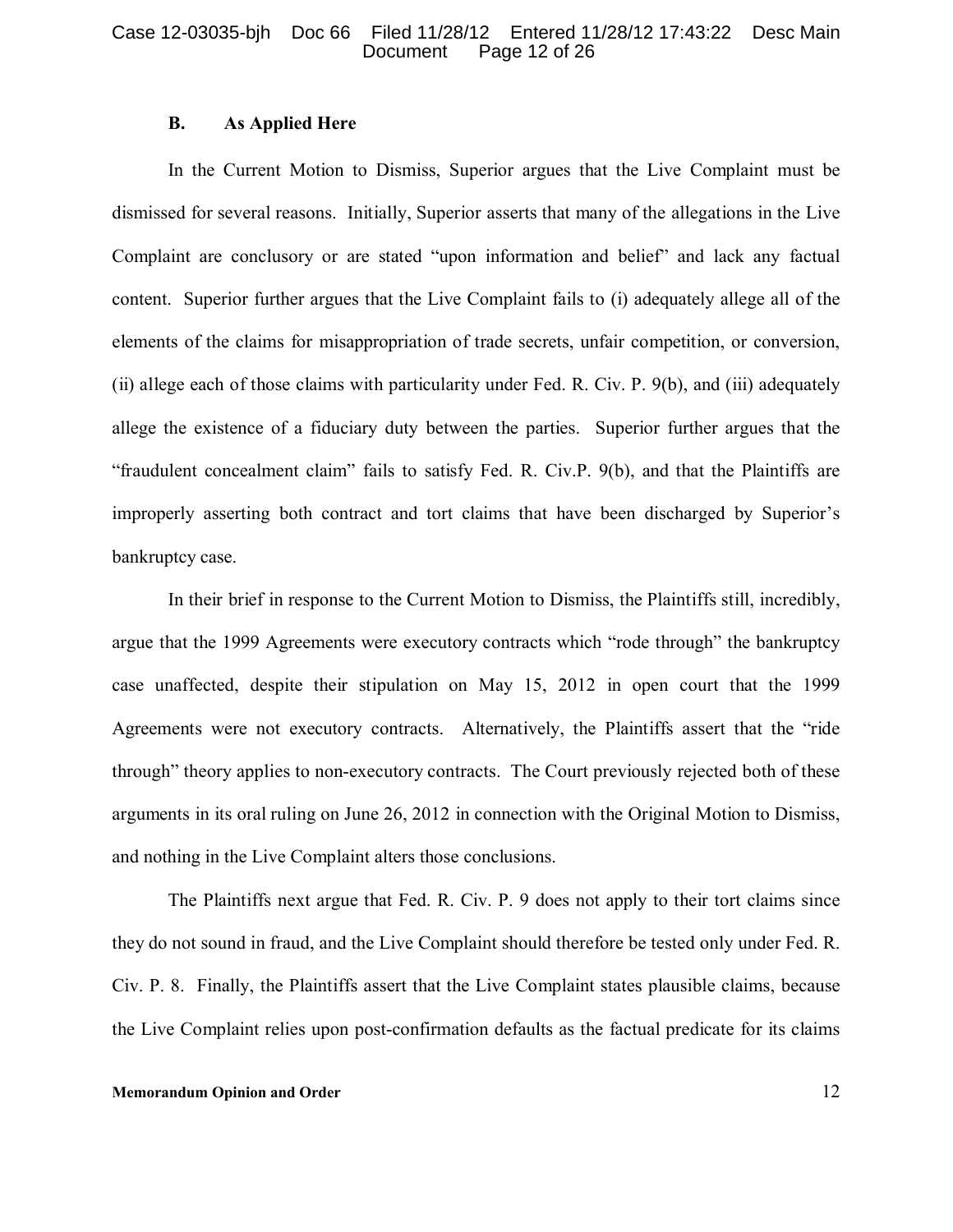### B. As Applied Here

In the Current Motion to Dismiss, Superior argues that the Live Complaint must be dismissed for several reasons. Initially, Superior asserts that many of the allegations in the Live Complaint are conclusory or are stated "upon information and belief" and lack any factual content. Superior further argues that the Live Complaint fails to (i) adequately allege all of the elements of the claims for misappropriation of trade secrets, unfair competition, or conversion, (ii) allege each of those claims with particularity under Fed. R. Civ. P. 9(b), and (iii) adequately allege the existence of a fiduciary duty between the parties. Superior further argues that the "fraudulent concealment claim" fails to satisfy Fed. R. Civ.P. 9(b), and that the Plaintiffs are improperly asserting both contract and tort claims that have been discharged by Superior's bankruptcy case.

In their brief in response to the Current Motion to Dismiss, the Plaintiffs still, incredibly, argue that the 1999 Agreements were executory contracts which "rode through" the bankruptcy case unaffected, despite their stipulation on May 15, 2012 in open court that the 1999 Agreements were not executory contracts. Alternatively, the Plaintiffs assert that the "ride through" theory applies to non-executory contracts. The Court previously rejected both of these arguments in its oral ruling on June 26, 2012 in connection with the Original Motion to Dismiss, and nothing in the Live Complaint alters those conclusions.

The Plaintiffs next argue that Fed. R. Civ. P. 9 does not apply to their tort claims since they do not sound in fraud, and the Live Complaint should therefore be tested only under Fed. R. Civ. P. 8. Finally, the Plaintiffs assert that the Live Complaint states plausible claims, because the Live Complaint relies upon post-confirmation defaults as the factual predicate for its claims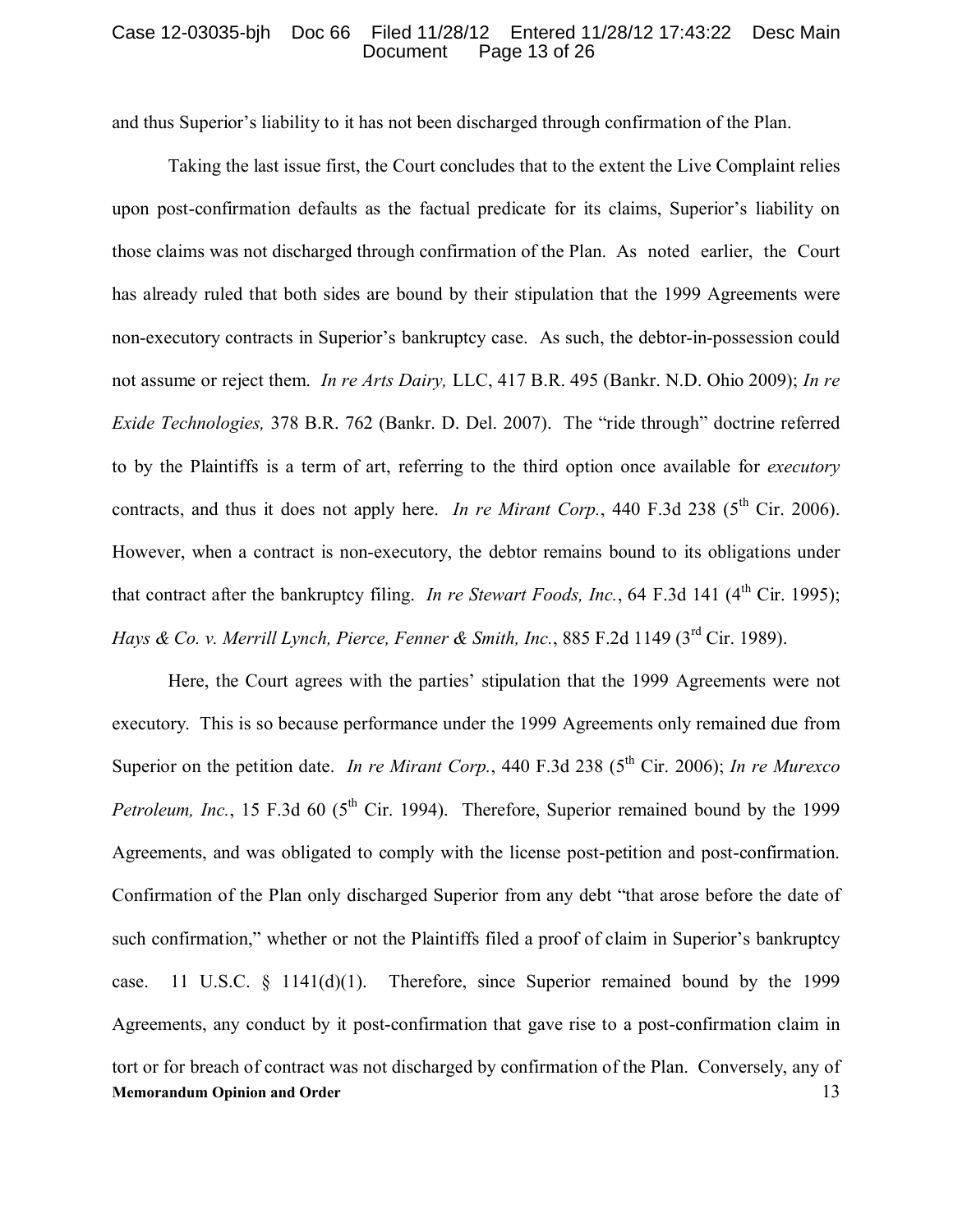and thus Superior's liability to it has not been discharged through confirmation of the Plan.

Taking the last issue first, the Court concludes that to the extent the Live Complaint relies upon post-confirmation defaults as the factual predicate for its claims, Superior's liability on those claims was not discharged through confirmation of the Plan. As noted earlier, the Court has already ruled that both sides are bound by their stipulation that the 1999 Agreements were non-executory contracts in Superior's bankruptcy case. As such, the debtor-in-possession could not assume or reject them. *In re Arts Dairy,* LLC, 417 B.R. 495 (Bankr. N.D. Ohio 2009); *In re Exide Technologies,* 378 B.R. 762 (Bankr. D. Del. 2007). The "ride through" doctrine referred to by the Plaintiffs is a term of art, referring to the third option once available for *executory* contracts, and thus it does not apply here. *In re Mirant Corp.*, 440 F.3d 238 (5th Cir. 2006). However, when a contract is non-executory, the debtor remains bound to its obligations under that contract after the bankruptcy filing. *In re Stewart Foods, Inc.*, 64 F.3d 141 (4th Cir. 1995); *Hays & Co. v. Merrill Lynch, Pierce, Fenner & Smith, Inc.*, 885 F.2d 1149 (3rd Cir. 1989).

Here, the Court agrees with the parties' stipulation that the 1999 Agreements were not executory. This is so because performance under the 1999 Agreements only remained due from Superior on the petition date. *In re Mirant Corp.*, 440 F.3d 238 (5th Cir. 2006); *In re Murexco Petroleum, Inc.*, 15 F.3d 60 (5th Cir. 1994). Therefore, Superior remained bound by the 1999 Agreements, and was obligated to comply with the license post-petition and post-confirmation. Confirmation of the Plan only discharged Superior from any debt "that arose before the date of such confirmation," whether or not the Plaintiffs filed a proof of claim in Superior's bankruptcy case. 11 U.S.C. § 1141(d)(1). Therefore, since Superior remained bound by the 1999 Agreements, any conduct by it post-confirmation that gave rise to a post-confirmation claim in tort or for breach of contract was not discharged by confirmation of the Plan. Conversely, any of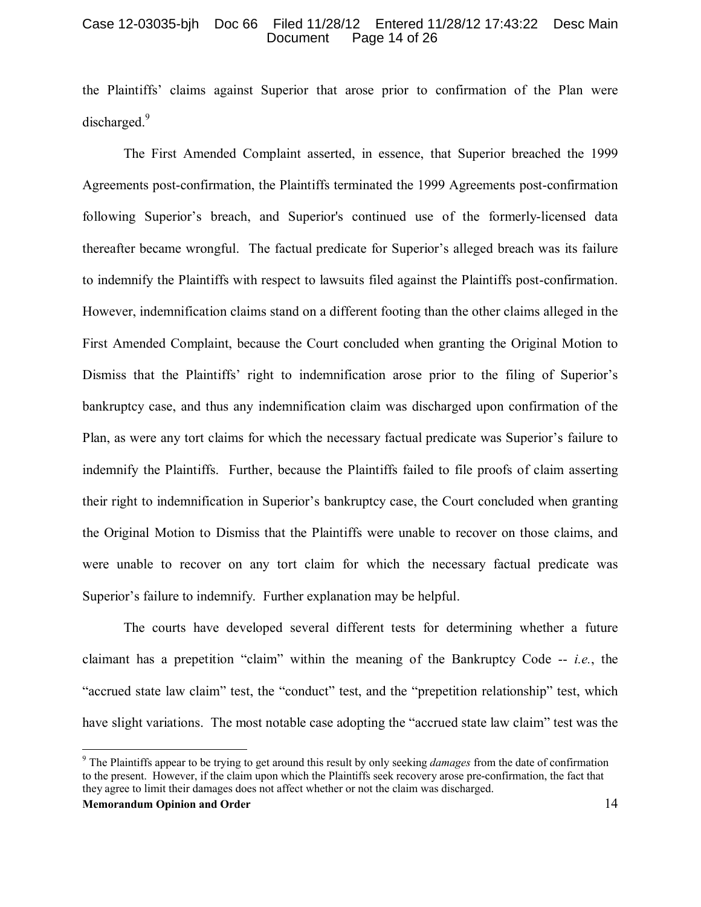the Plaintiffs' claims against Superior that arose prior to confirmation of the Plan were discharged.[9]

The First Amended Complaint asserted, in essence, that Superior breached the 1999 Agreements post-confirmation, the Plaintiffs terminated the 1999 Agreements post-confirmation following Superior's breach, and Superior's continued use of the formerly-licensed data thereafter became wrongful. The factual predicate for Superior's alleged breach was its failure to indemnify the Plaintiffs with respect to lawsuits filed against the Plaintiffs post-confirmation. However, indemnification claims stand on a different footing than the other claims alleged in the First Amended Complaint, because the Court concluded when granting the Original Motion to Dismiss that the Plaintiffs' right to indemnification arose prior to the filing of Superior's bankruptcy case, and thus any indemnification claim was discharged upon confirmation of the Plan, as were any tort claims for which the necessary factual predicate was Superior's failure to indemnify the Plaintiffs. Further, because the Plaintiffs failed to file proofs of claim asserting their right to indemnification in Superior's bankruptcy case, the Court concluded when granting the Original Motion to Dismiss that the Plaintiffs were unable to recover on those claims, and were unable to recover on any tort claim for which the necessary factual predicate was Superior's failure to indemnify. Further explanation may be helpful.

The courts have developed several different tests for determining whether a future claimant has a prepetition "claim" within the meaning of the Bankruptcy Code -- *i.e.*, the "accrued state law claim" test, the "conduct" test, and the "prepetition relationship" test, which have slight variations. The most notable case adopting the "accrued state law claim" test was the

---

[9] The Plaintiffs appear to be trying to get around this result by only seeking *damages* from the date of confirmation to the present. However, if the claim upon which the Plaintiffs seek recovery arose pre-confirmation, the fact that they agree to limit their damages does not affect whether or not the claim was discharged.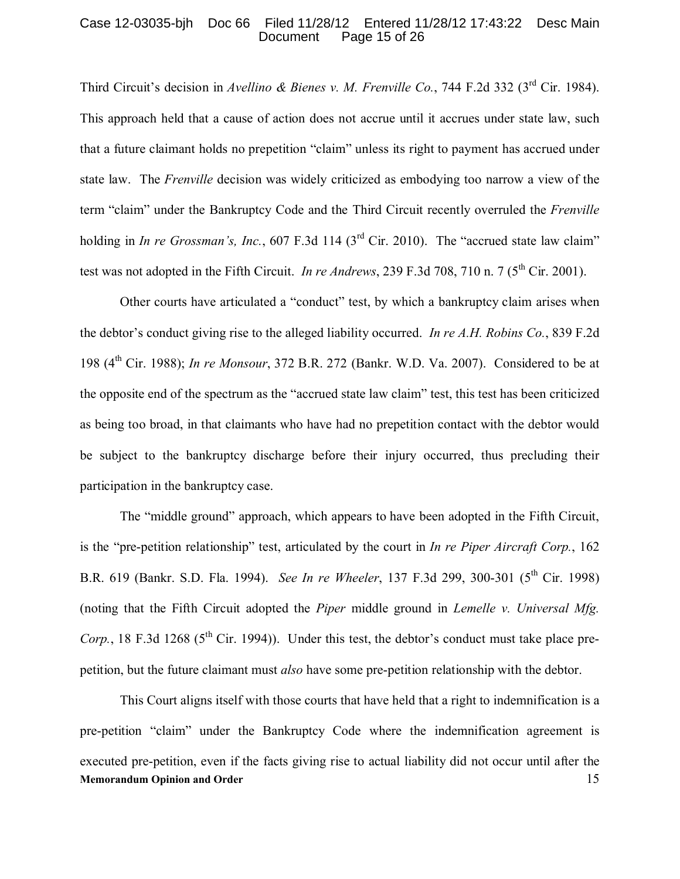Third Circuit's decision in *Avellino & Bienes v. M. Frenville Co.*, 744 F.2d 332 (3rd Cir. 1984). This approach held that a cause of action does not accrue until it accrues under state law, such that a future claimant holds no prepetition "claim" unless its right to payment has accrued under state law. The *Frenville* decision was widely criticized as embodying too narrow a view of the term "claim" under the Bankruptcy Code and the Third Circuit recently overruled the *Frenville* holding in *In re Grossman's, Inc.*, 607 F.3d 114 (3rd Cir. 2010). The "accrued state law claim" test was not adopted in the Fifth Circuit. *In re Andrews*, 239 F.3d 708, 710 n. 7 (5th Cir. 2001).

Other courts have articulated a "conduct" test, by which a bankruptcy claim arises when the debtor's conduct giving rise to the alleged liability occurred. *In re A.H. Robins Co.*, 839 F.2d 198 (4th Cir. 1988); *In re Monsour*, 372 B.R. 272 (Bankr. W.D. Va. 2007). Considered to be at the opposite end of the spectrum as the "accrued state law claim" test, this test has been criticized as being too broad, in that claimants who have had no prepetition contact with the debtor would be subject to the bankruptcy discharge before their injury occurred, thus precluding their participation in the bankruptcy case.

The "middle ground" approach, which appears to have been adopted in the Fifth Circuit, is the "pre-petition relationship" test, articulated by the court in *In re Piper Aircraft Corp.*, 162 B.R. 619 (Bankr. S.D. Fla. 1994). *See In re Wheeler*, 137 F.3d 299, 300-301 (5th Cir. 1998) (noting that the Fifth Circuit adopted the *Piper* middle ground in *Lemelle v. Universal Mfg. Corp.*, 18 F.3d 1268 (5th Cir. 1994)). Under this test, the debtor's conduct must take place pre-petition, but the future claimant must *also* have some pre-petition relationship with the debtor.

This Court aligns itself with those courts that have held that a right to indemnification is a pre-petition "claim" under the Bankruptcy Code where the indemnification agreement is executed pre-petition, even if the facts giving rise to actual liability did not occur until after the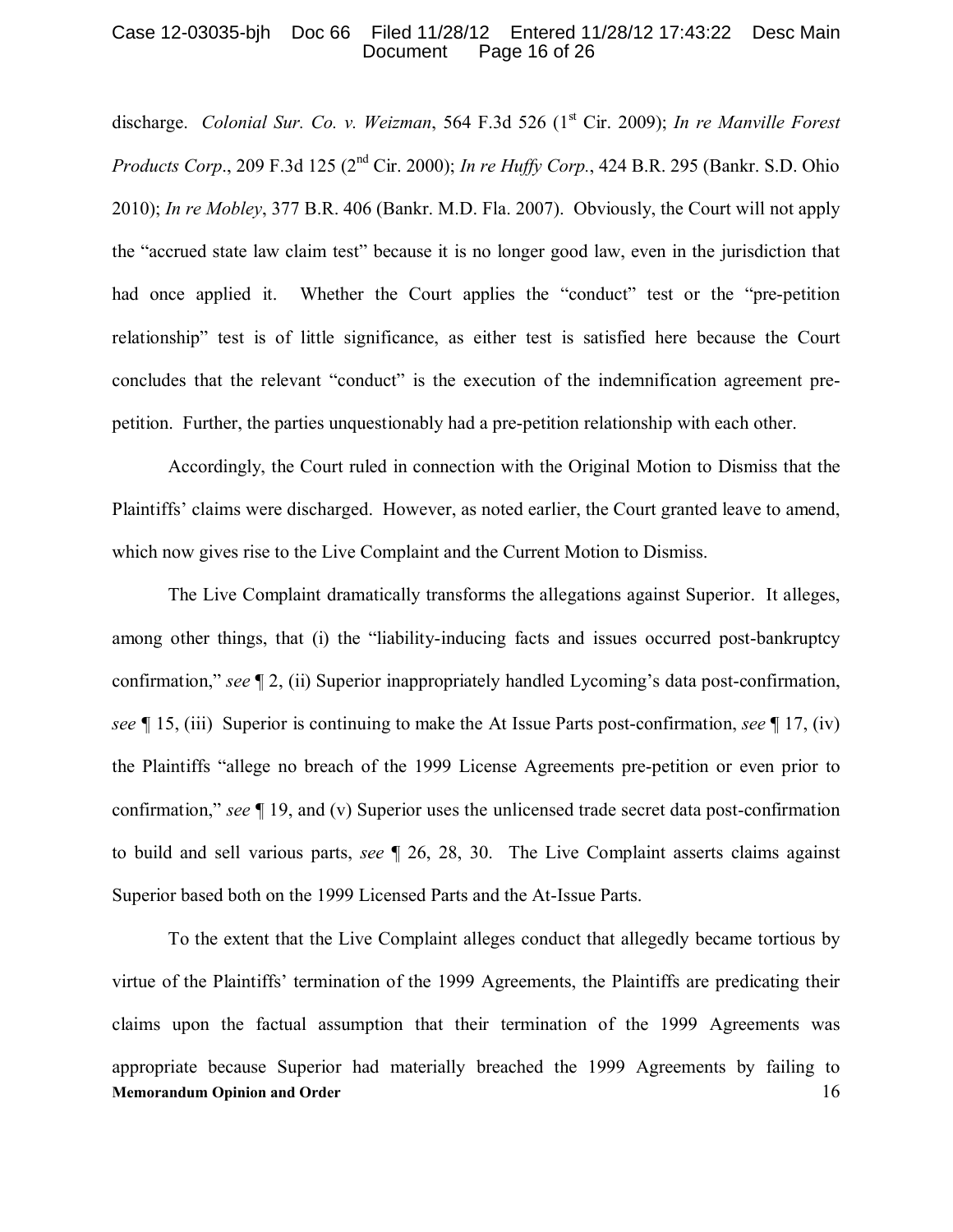discharge. *Colonial Sur. Co. v. Weizman*, 564 F.3d 526 (1st Cir. 2009); *In re Manville Forest Products Corp*., 209 F.3d 125 (2nd Cir. 2000); *In re Huffy Corp.*, 424 B.R. 295 (Bankr. S.D. Ohio 2010); *In re Mobley*, 377 B.R. 406 (Bankr. M.D. Fla. 2007). Obviously, the Court will not apply the "accrued state law claim test" because it is no longer good law, even in the jurisdiction that had once applied it. Whether the Court applies the "conduct" test or the "pre-petition relationship" test is of little significance, as either test is satisfied here because the Court concludes that the relevant "conduct" is the execution of the indemnification agreement pre-petition. Further, the parties unquestionably had a pre-petition relationship with each other.

Accordingly, the Court ruled in connection with the Original Motion to Dismiss that the Plaintiffs' claims were discharged. However, as noted earlier, the Court granted leave to amend, which now gives rise to the Live Complaint and the Current Motion to Dismiss.

The Live Complaint dramatically transforms the allegations against Superior. It alleges, among other things, that (i) the "liability-inducing facts and issues occurred post-bankruptcy confirmation," *see* ¶ 2, (ii) Superior inappropriately handled Lycoming's data post-confirmation, *see* ¶ 15, (iii) Superior is continuing to make the At Issue Parts post-confirmation, *see* ¶ 17, (iv) the Plaintiffs "allege no breach of the 1999 License Agreements pre-petition or even prior to confirmation," *see* ¶ 19, and (v) Superior uses the unlicensed trade secret data post-confirmation to build and sell various parts, *see* ¶ 26, 28, 30. The Live Complaint asserts claims against Superior based both on the 1999 Licensed Parts and the At-Issue Parts.

To the extent that the Live Complaint alleges conduct that allegedly became tortious by virtue of the Plaintiffs' termination of the 1999 Agreements, the Plaintiffs are predicating their claims upon the factual assumption that their termination of the 1999 Agreements was appropriate because Superior had materially breached the 1999 Agreements by failing to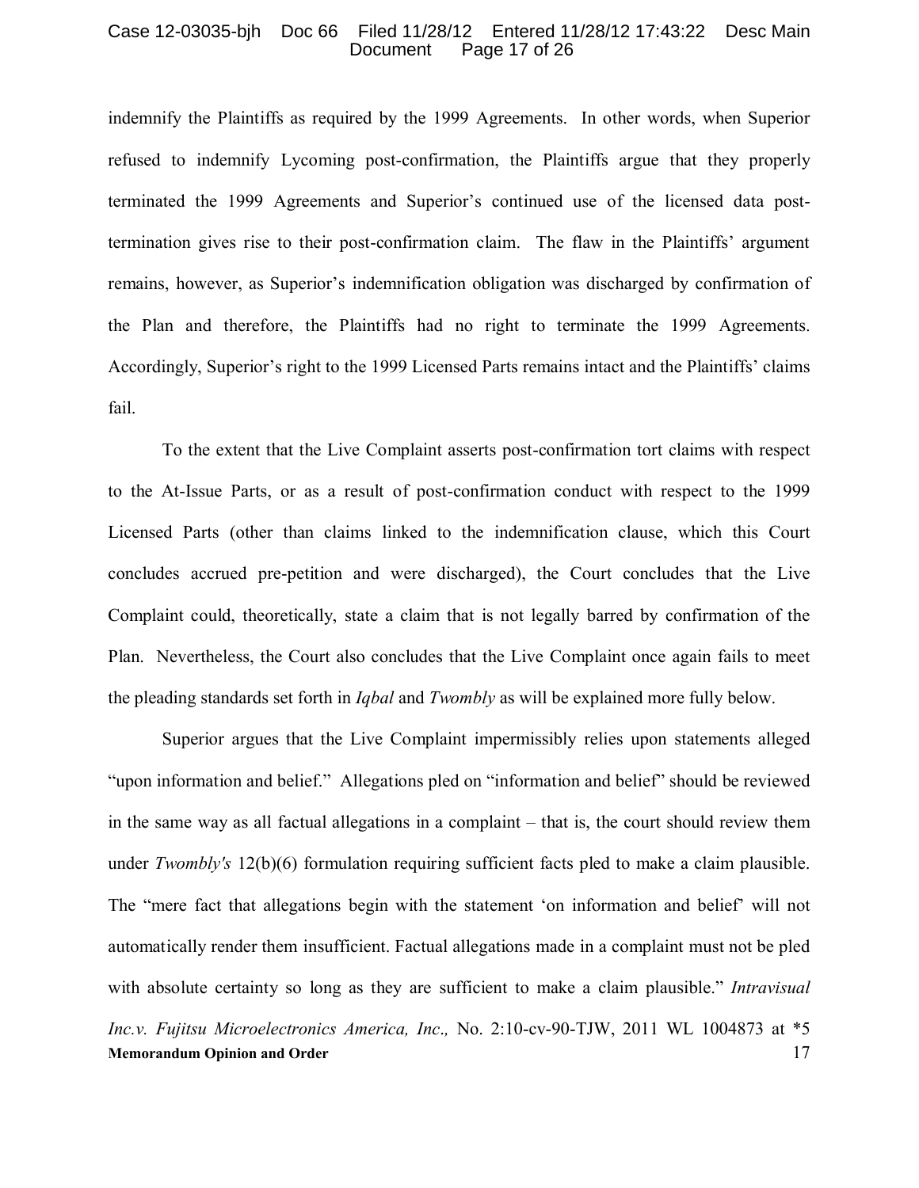indemnify the Plaintiffs as required by the 1999 Agreements. In other words, when Superior refused to indemnify Lycoming post-confirmation, the Plaintiffs argue that they properly terminated the 1999 Agreements and Superior's continued use of the licensed data post-termination gives rise to their post-confirmation claim. The flaw in the Plaintiffs' argument remains, however, as Superior's indemnification obligation was discharged by confirmation of the Plan and therefore, the Plaintiffs had no right to terminate the 1999 Agreements. Accordingly, Superior's right to the 1999 Licensed Parts remains intact and the Plaintiffs' claims fail.

To the extent that the Live Complaint asserts post-confirmation tort claims with respect to the At-Issue Parts, or as a result of post-confirmation conduct with respect to the 1999 Licensed Parts (other than claims linked to the indemnification clause, which this Court concludes accrued pre-petition and were discharged), the Court concludes that the Live Complaint could, theoretically, state a claim that is not legally barred by confirmation of the Plan. Nevertheless, the Court also concludes that the Live Complaint once again fails to meet the pleading standards set forth in *Iqbal* and *Twombly* as will be explained more fully below.

Superior argues that the Live Complaint impermissibly relies upon statements alleged "upon information and belief." Allegations pled on "information and belief" should be reviewed in the same way as all factual allegations in a complaint – that is, the court should review them under *Twombly's* 12(b)(6) formulation requiring sufficient facts pled to make a claim plausible. The "mere fact that allegations begin with the statement 'on information and belief' will not automatically render them insufficient. Factual allegations made in a complaint must not be pled with absolute certainty so long as they are sufficient to make a claim plausible." *Intravisual Inc.v. Fujitsu Microelectronics America, Inc.,* No. 2:10-cv-90-TJW, 2011 WL 1004873 at \*5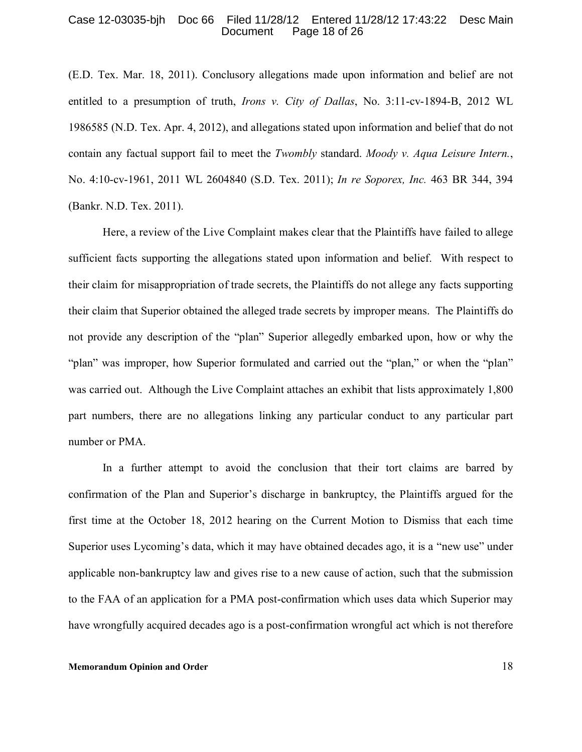(E.D. Tex. Mar. 18, 2011). Conclusory allegations made upon information and belief are not entitled to a presumption of truth, *Irons v. City of Dallas*, No. 3:11-cv-1894-B, 2012 WL 1986585 (N.D. Tex. Apr. 4, 2012), and allegations stated upon information and belief that do not contain any factual support fail to meet the *Twombly* standard. *Moody v. Aqua Leisure Intern.*, No. 4:10-cv-1961, 2011 WL 2604840 (S.D. Tex. 2011); *In re Soporex, Inc.* 463 BR 344, 394 (Bankr. N.D. Tex. 2011).

Here, a review of the Live Complaint makes clear that the Plaintiffs have failed to allege sufficient facts supporting the allegations stated upon information and belief. With respect to their claim for misappropriation of trade secrets, the Plaintiffs do not allege any facts supporting their claim that Superior obtained the alleged trade secrets by improper means. The Plaintiffs do not provide any description of the "plan" Superior allegedly embarked upon, how or why the "plan" was improper, how Superior formulated and carried out the "plan," or when the "plan" was carried out. Although the Live Complaint attaches an exhibit that lists approximately 1,800 part numbers, there are no allegations linking any particular conduct to any particular part number or PMA.

In a further attempt to avoid the conclusion that their tort claims are barred by confirmation of the Plan and Superior's discharge in bankruptcy, the Plaintiffs argued for the first time at the October 18, 2012 hearing on the Current Motion to Dismiss that each time Superior uses Lycoming's data, which it may have obtained decades ago, it is a "new use" under applicable non-bankruptcy law and gives rise to a new cause of action, such that the submission to the FAA of an application for a PMA post-confirmation which uses data which Superior may have wrongfully acquired decades ago is a post-confirmation wrongful act which is not therefore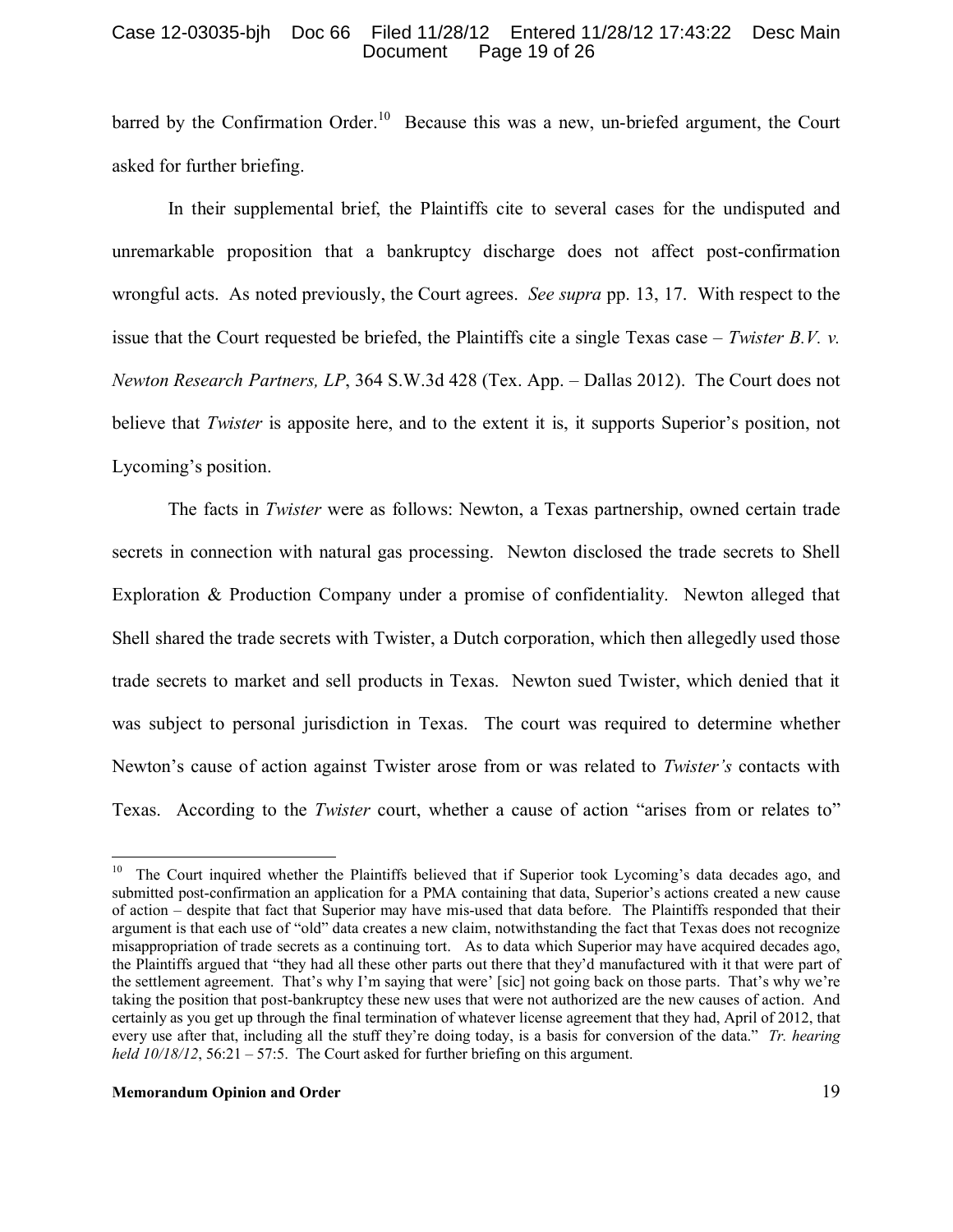barred by the Confirmation Order.[10] Because this was a new, un-briefed argument, the Court asked for further briefing.

In their supplemental brief, the Plaintiffs cite to several cases for the undisputed and unremarkable proposition that a bankruptcy discharge does not affect post-confirmation wrongful acts. As noted previously, the Court agrees. *See supra* pp. 13, 17. With respect to the issue that the Court requested be briefed, the Plaintiffs cite a single Texas case – *Twister B.V. v. Newton Research Partners, LP*, 364 S.W.3d 428 (Tex. App. – Dallas 2012). The Court does not believe that *Twister* is apposite here, and to the extent it is, it supports Superior's position, not Lycoming's position.

The facts in *Twister* were as follows: Newton, a Texas partnership, owned certain trade secrets in connection with natural gas processing. Newton disclosed the trade secrets to Shell Exploration & Production Company under a promise of confidentiality. Newton alleged that Shell shared the trade secrets with Twister, a Dutch corporation, which then allegedly used those trade secrets to market and sell products in Texas. Newton sued Twister, which denied that it was subject to personal jurisdiction in Texas. The court was required to determine whether Newton's cause of action against Twister arose from or was related to *Twister's* contacts with Texas. According to the *Twister* court, whether a cause of action "arises from or relates to"

---

[10] The Court inquired whether the Plaintiffs believed that if Superior took Lycoming's data decades ago, and submitted post-confirmation an application for a PMA containing that data, Superior's actions created a new cause of action – despite that fact that Superior may have mis-used that data before. The Plaintiffs responded that their argument is that each use of "old" data creates a new claim, notwithstanding the fact that Texas does not recognize misappropriation of trade secrets as a continuing tort. As to data which Superior may have acquired decades ago, the Plaintiffs argued that "they had all these other parts out there that they'd manufactured with it that were part of the settlement agreement. That's why I'm saying that were' [sic] not going back on those parts. That's why we're taking the position that post-bankruptcy these new uses that were not authorized are the new causes of action. And certainly as you get up through the final termination of whatever license agreement that they had, April of 2012, that every use after that, including all the stuff they're doing today, is a basis for conversion of the data." *Tr. hearing held 10/18/12*, 56:21 – 57:5. The Court asked for further briefing on this argument.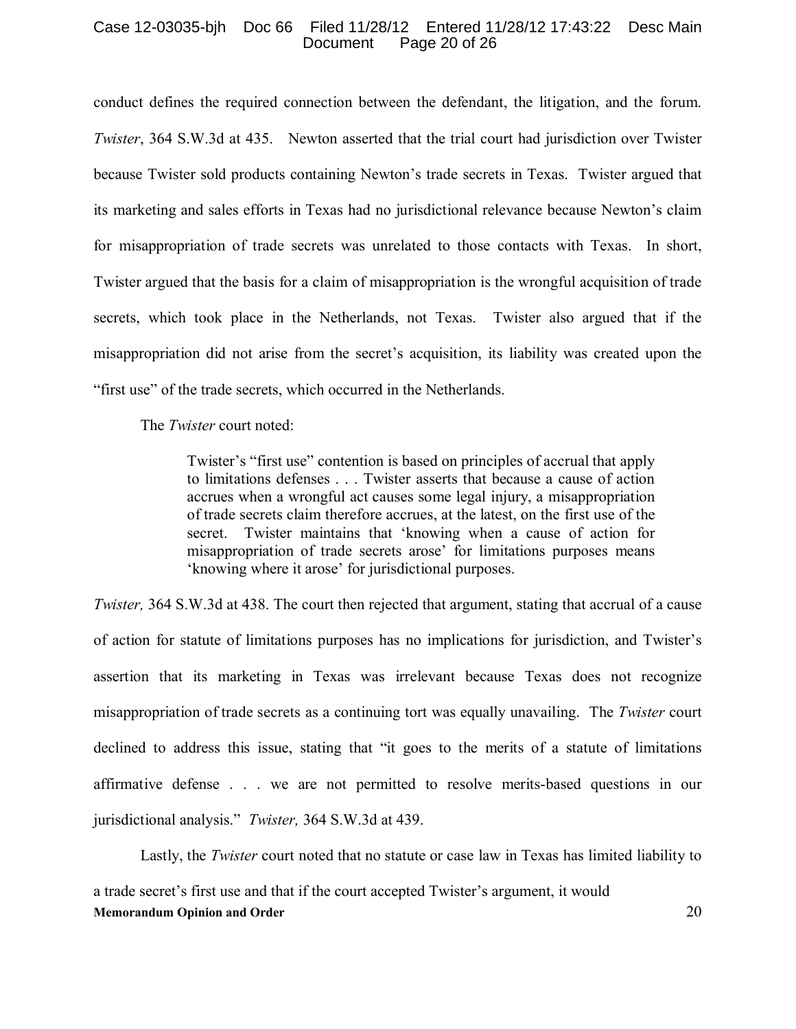conduct defines the required connection between the defendant, the litigation, and the forum. *Twister*, 364 S.W.3d at 435. Newton asserted that the trial court had jurisdiction over Twister because Twister sold products containing Newton's trade secrets in Texas. Twister argued that its marketing and sales efforts in Texas had no jurisdictional relevance because Newton's claim for misappropriation of trade secrets was unrelated to those contacts with Texas. In short, Twister argued that the basis for a claim of misappropriation is the wrongful acquisition of trade secrets, which took place in the Netherlands, not Texas. Twister also argued that if the misappropriation did not arise from the secret's acquisition, its liability was created upon the "first use" of the trade secrets, which occurred in the Netherlands.

The *Twister* court noted:

> Twister's "first use" contention is based on principles of accrual that apply to limitations defenses . . . Twister asserts that because a cause of action accrues when a wrongful act causes some legal injury, a misappropriation of trade secrets claim therefore accrues, at the latest, on the first use of the secret. Twister maintains that 'knowing when a cause of action for misappropriation of trade secrets arose' for limitations purposes means 'knowing where it arose' for jurisdictional purposes.

*Twister,* 364 S.W.3d at 438. The court then rejected that argument, stating that accrual of a cause of action for statute of limitations purposes has no implications for jurisdiction, and Twister's assertion that its marketing in Texas was irrelevant because Texas does not recognize misappropriation of trade secrets as a continuing tort was equally unavailing. The *Twister* court declined to address this issue, stating that "it goes to the merits of a statute of limitations affirmative defense . . . we are not permitted to resolve merits-based questions in our jurisdictional analysis." *Twister,* 364 S.W.3d at 439.

Lastly, the *Twister* court noted that no statute or case law in Texas has limited liability to a trade secret's first use and that if the court accepted Twister's argument, it would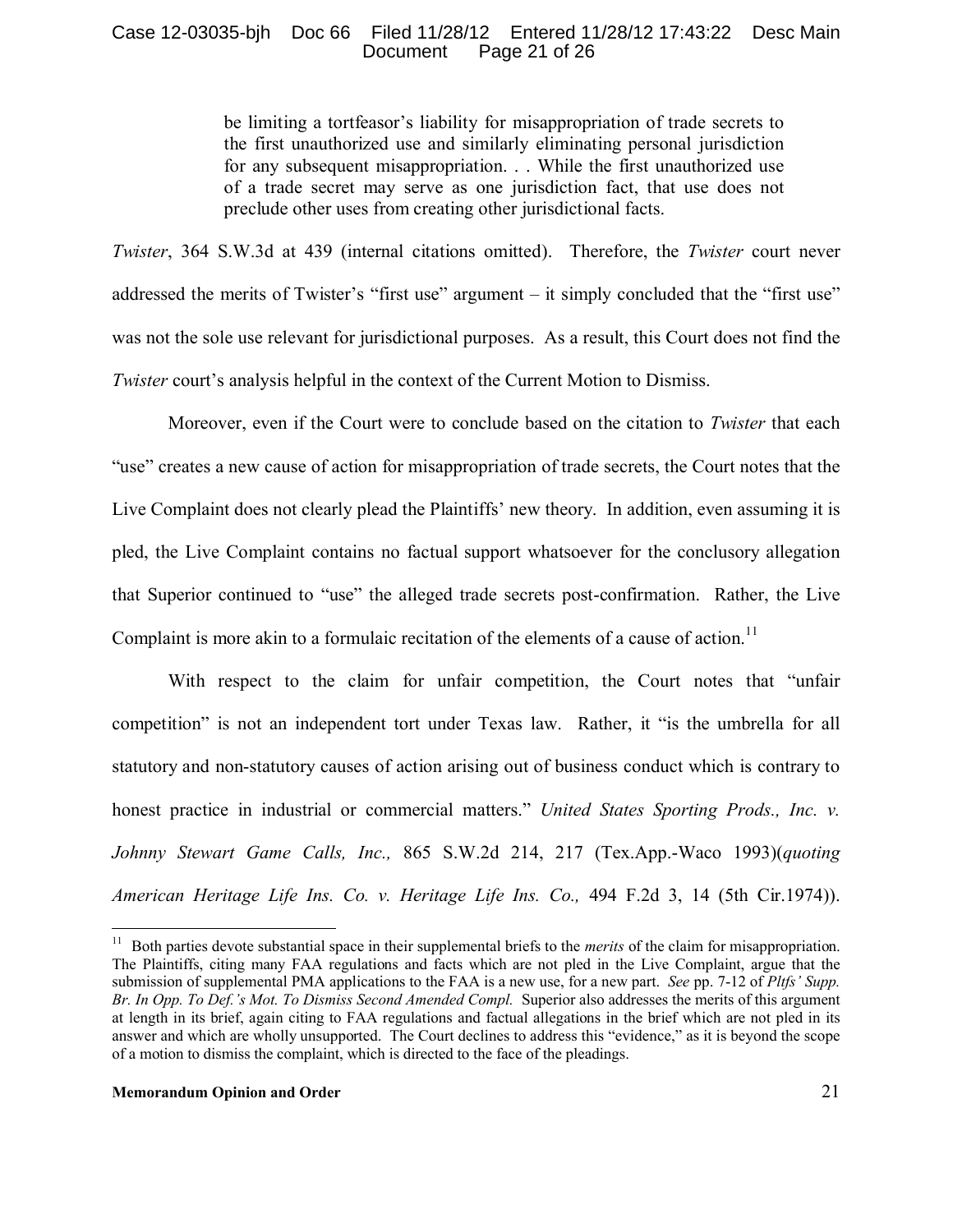> be limiting a tortfeasor's liability for misappropriation of trade secrets to the first unauthorized use and similarly eliminating personal jurisdiction for any subsequent misappropriation. . . While the first unauthorized use of a trade secret may serve as one jurisdiction fact, that use does not preclude other uses from creating other jurisdictional facts.

*Twister*, 364 S.W.3d at 439 (internal citations omitted). Therefore, the *Twister* court never addressed the merits of Twister's "first use" argument – it simply concluded that the "first use" was not the sole use relevant for jurisdictional purposes. As a result, this Court does not find the *Twister* court's analysis helpful in the context of the Current Motion to Dismiss.

Moreover, even if the Court were to conclude based on the citation to *Twister* that each "use" creates a new cause of action for misappropriation of trade secrets, the Court notes that the Live Complaint does not clearly plead the Plaintiffs' new theory. In addition, even assuming it is pled, the Live Complaint contains no factual support whatsoever for the conclusory allegation that Superior continued to "use" the alleged trade secrets post-confirmation. Rather, the Live Complaint is more akin to a formulaic recitation of the elements of a cause of action.[11]

With respect to the claim for unfair competition, the Court notes that "unfair competition" is not an independent tort under Texas law. Rather, it "is the umbrella for all statutory and non-statutory causes of action arising out of business conduct which is contrary to honest practice in industrial or commercial matters." *United States Sporting Prods., Inc. v. Johnny Stewart Game Calls, Inc.,* 865 S.W.2d 214, 217 (Tex.App.-Waco 1993)(*quoting American Heritage Life Ins. Co. v. Heritage Life Ins. Co.,* 494 F.2d 3, 14 (5th Cir.1974)).

---

[11] Both parties devote substantial space in their supplemental briefs to the *merits* of the claim for misappropriation. The Plaintiffs, citing many FAA regulations and facts which are not pled in the Live Complaint, argue that the submission of supplemental PMA applications to the FAA is a new use, for a new part. *See* pp. 7-12 of *Pltfs' Supp. Br. In Opp. To Def.'s Mot. To Dismiss Second Amended Compl.* Superior also addresses the merits of this argument at length in its brief, again citing to FAA regulations and factual allegations in the brief which are not pled in its answer and which are wholly unsupported. The Court declines to address this "evidence," as it is beyond the scope of a motion to dismiss the complaint, which is directed to the face of the pleadings.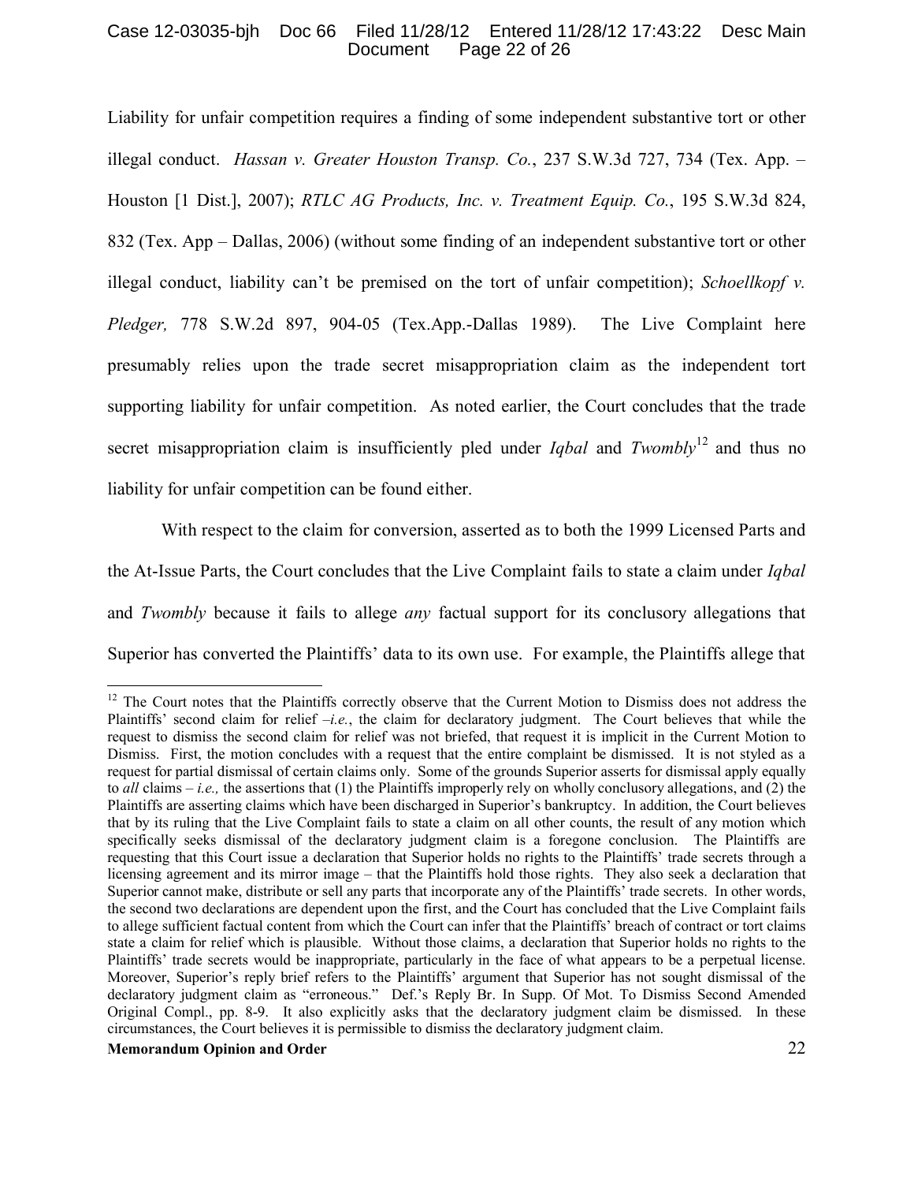Liability for unfair competition requires a finding of some independent substantive tort or other illegal conduct. *Hassan v. Greater Houston Transp. Co.*, 237 S.W.3d 727, 734 (Tex. App. – Houston [1 Dist.], 2007); *RTLC AG Products, Inc. v. Treatment Equip. Co.*, 195 S.W.3d 824, 832 (Tex. App – Dallas, 2006) (without some finding of an independent substantive tort or other illegal conduct, liability can't be premised on the tort of unfair competition); *Schoellkopf v. Pledger,* 778 S.W.2d 897, 904-05 (Tex.App.-Dallas 1989). The Live Complaint here presumably relies upon the trade secret misappropriation claim as the independent tort supporting liability for unfair competition. As noted earlier, the Court concludes that the trade secret misappropriation claim is insufficiently pled under *Iqbal* and *Twombly*[12] and thus no liability for unfair competition can be found either.

With respect to the claim for conversion, asserted as to both the 1999 Licensed Parts and the At-Issue Parts, the Court concludes that the Live Complaint fails to state a claim under *Iqbal* and *Twombly* because it fails to allege *any* factual support for its conclusory allegations that Superior has converted the Plaintiffs' data to its own use. For example, the Plaintiffs allege that

---

[12] The Court notes that the Plaintiffs correctly observe that the Current Motion to Dismiss does not address the Plaintiffs' second claim for relief –*i.e.*, the claim for declaratory judgment. The Court believes that while the request to dismiss the second claim for relief was not briefed, that request it is implicit in the Current Motion to Dismiss. First, the motion concludes with a request that the entire complaint be dismissed. It is not styled as a request for partial dismissal of certain claims only. Some of the grounds Superior asserts for dismissal apply equally to *all* claims – *i.e.,* the assertions that (1) the Plaintiffs improperly rely on wholly conclusory allegations, and (2) the Plaintiffs are asserting claims which have been discharged in Superior's bankruptcy. In addition, the Court believes that by its ruling that the Live Complaint fails to state a claim on all other counts, the result of any motion which specifically seeks dismissal of the declaratory judgment claim is a foregone conclusion. The Plaintiffs are requesting that this Court issue a declaration that Superior holds no rights to the Plaintiffs' trade secrets through a licensing agreement and its mirror image – that the Plaintiffs hold those rights. They also seek a declaration that Superior cannot make, distribute or sell any parts that incorporate any of the Plaintiffs' trade secrets. In other words, the second two declarations are dependent upon the first, and the Court has concluded that the Live Complaint fails to allege sufficient factual content from which the Court can infer that the Plaintiffs' breach of contract or tort claims state a claim for relief which is plausible. Without those claims, a declaration that Superior holds no rights to the Plaintiffs' trade secrets would be inappropriate, particularly in the face of what appears to be a perpetual license. Moreover, Superior's reply brief refers to the Plaintiffs' argument that Superior has not sought dismissal of the declaratory judgment claim as "erroneous." Def.'s Reply Br. In Supp. Of Mot. To Dismiss Second Amended Original Compl., pp. 8-9. It also explicitly asks that the declaratory judgment claim be dismissed. In these circumstances, the Court believes it is permissible to dismiss the declaratory judgment claim.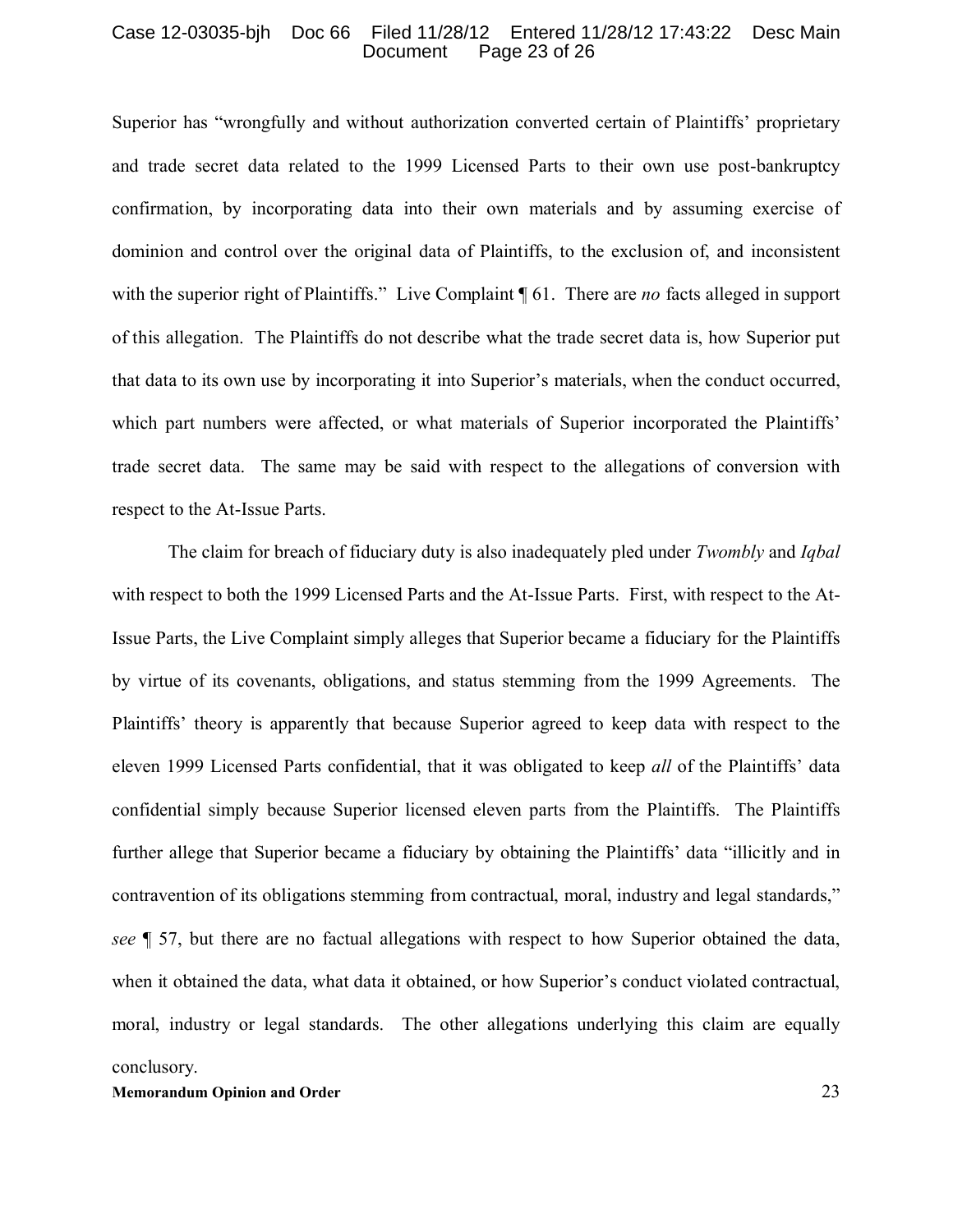Superior has "wrongfully and without authorization converted certain of Plaintiffs' proprietary and trade secret data related to the 1999 Licensed Parts to their own use post-bankruptcy confirmation, by incorporating data into their own materials and by assuming exercise of dominion and control over the original data of Plaintiffs, to the exclusion of, and inconsistent with the superior right of Plaintiffs." Live Complaint ¶ 61. There are *no* facts alleged in support of this allegation. The Plaintiffs do not describe what the trade secret data is, how Superior put that data to its own use by incorporating it into Superior's materials, when the conduct occurred, which part numbers were affected, or what materials of Superior incorporated the Plaintiffs' trade secret data. The same may be said with respect to the allegations of conversion with respect to the At-Issue Parts.

The claim for breach of fiduciary duty is also inadequately pled under *Twombly* and *Iqbal* with respect to both the 1999 Licensed Parts and the At-Issue Parts. First, with respect to the At-Issue Parts, the Live Complaint simply alleges that Superior became a fiduciary for the Plaintiffs by virtue of its covenants, obligations, and status stemming from the 1999 Agreements. The Plaintiffs' theory is apparently that because Superior agreed to keep data with respect to the eleven 1999 Licensed Parts confidential, that it was obligated to keep *all* of the Plaintiffs' data confidential simply because Superior licensed eleven parts from the Plaintiffs. The Plaintiffs further allege that Superior became a fiduciary by obtaining the Plaintiffs' data "illicitly and in contravention of its obligations stemming from contractual, moral, industry and legal standards," *see* ¶ 57, but there are no factual allegations with respect to how Superior obtained the data, when it obtained the data, what data it obtained, or how Superior's conduct violated contractual, moral, industry or legal standards. The other allegations underlying this claim are equally conclusory.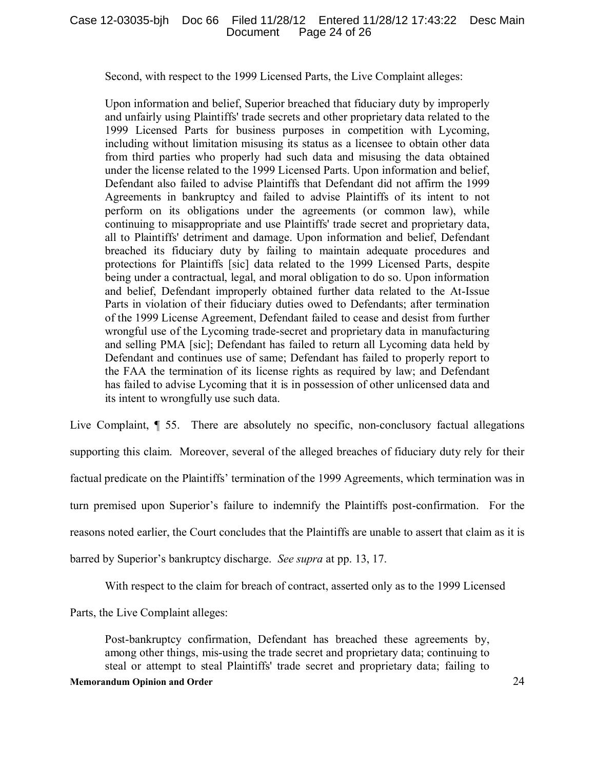Second, with respect to the 1999 Licensed Parts, the Live Complaint alleges:

> Upon information and belief, Superior breached that fiduciary duty by improperly and unfairly using Plaintiffs' trade secrets and other proprietary data related to the 1999 Licensed Parts for business purposes in competition with Lycoming, including without limitation misusing its status as a licensee to obtain other data from third parties who properly had such data and misusing the data obtained under the license related to the 1999 Licensed Parts. Upon information and belief, Defendant also failed to advise Plaintiffs that Defendant did not affirm the 1999 Agreements in bankruptcy and failed to advise Plaintiffs of its intent to not perform on its obligations under the agreements (or common law), while continuing to misappropriate and use Plaintiffs' trade secret and proprietary data, all to Plaintiffs' detriment and damage. Upon information and belief, Defendant breached its fiduciary duty by failing to maintain adequate procedures and protections for Plaintiffs [sic] data related to the 1999 Licensed Parts, despite being under a contractual, legal, and moral obligation to do so. Upon information and belief, Defendant improperly obtained further data related to the At-Issue Parts in violation of their fiduciary duties owed to Defendants; after termination of the 1999 License Agreement, Defendant failed to cease and desist from further wrongful use of the Lycoming trade-secret and proprietary data in manufacturing and selling PMA [sic]; Defendant has failed to return all Lycoming data held by Defendant and continues use of same; Defendant has failed to properly report to the FAA the termination of its license rights as required by law; and Defendant has failed to advise Lycoming that it is in possession of other unlicensed data and its intent to wrongfully use such data.

Live Complaint, ¶ 55. There are absolutely no specific, non-conclusory factual allegations supporting this claim. Moreover, several of the alleged breaches of fiduciary duty rely for their factual predicate on the Plaintiffs' termination of the 1999 Agreements, which termination was in turn premised upon Superior's failure to indemnify the Plaintiffs post-confirmation. For the reasons noted earlier, the Court concludes that the Plaintiffs are unable to assert that claim as it is barred by Superior's bankruptcy discharge. *See supra* at pp. 13, 17.

With respect to the claim for breach of contract, asserted only as to the 1999 Licensed Parts, the Live Complaint alleges:

> Post-bankruptcy confirmation, Defendant has breached these agreements by, among other things, mis-using the trade secret and proprietary data; continuing to steal or attempt to steal Plaintiffs' trade secret and proprietary data; failing to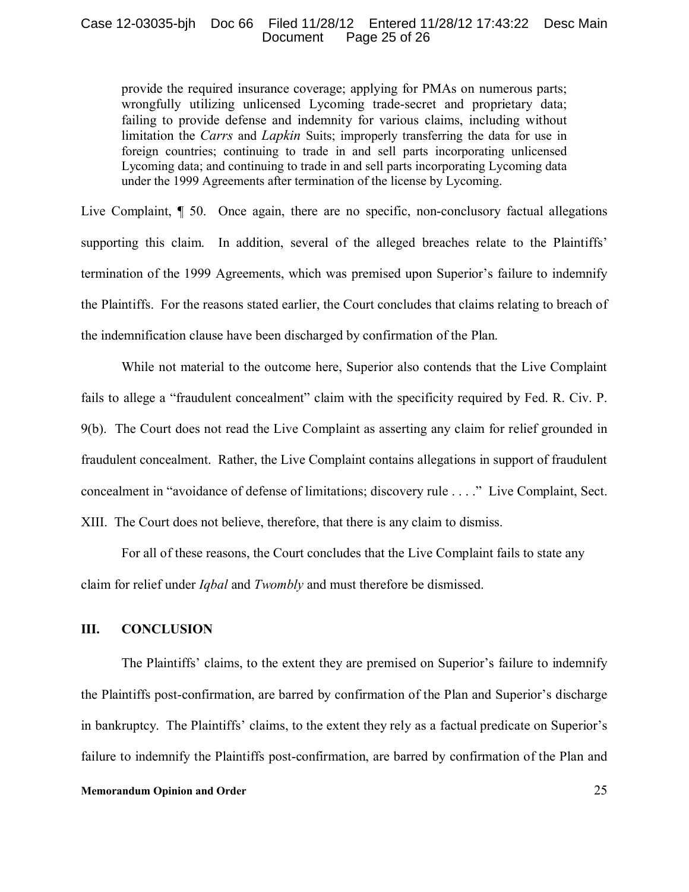> provide the required insurance coverage; applying for PMAs on numerous parts; wrongfully utilizing unlicensed Lycoming trade-secret and proprietary data; failing to provide defense and indemnity for various claims, including without limitation the *Carrs* and *Lapkin* Suits; improperly transferring the data for use in foreign countries; continuing to trade in and sell parts incorporating unlicensed Lycoming data; and continuing to trade in and sell parts incorporating Lycoming data under the 1999 Agreements after termination of the license by Lycoming.

Live Complaint, ¶ 50. Once again, there are no specific, non-conclusory factual allegations supporting this claim. In addition, several of the alleged breaches relate to the Plaintiffs' termination of the 1999 Agreements, which was premised upon Superior's failure to indemnify the Plaintiffs. For the reasons stated earlier, the Court concludes that claims relating to breach of the indemnification clause have been discharged by confirmation of the Plan.

While not material to the outcome here, Superior also contends that the Live Complaint fails to allege a "fraudulent concealment" claim with the specificity required by Fed. R. Civ. P. 9(b). The Court does not read the Live Complaint as asserting any claim for relief grounded in fraudulent concealment. Rather, the Live Complaint contains allegations in support of fraudulent concealment in "avoidance of defense of limitations; discovery rule . . . ." Live Complaint, Sect. XIII. The Court does not believe, therefore, that there is any claim to dismiss.

For all of these reasons, the Court concludes that the Live Complaint fails to state any claim for relief under *Iqbal* and *Twombly* and must therefore be dismissed.

## III. CONCLUSION

The Plaintiffs' claims, to the extent they are premised on Superior's failure to indemnify the Plaintiffs post-confirmation, are barred by confirmation of the Plan and Superior's discharge in bankruptcy. The Plaintiffs' claims, to the extent they rely as a factual predicate on Superior's failure to indemnify the Plaintiffs post-confirmation, are barred by confirmation of the Plan and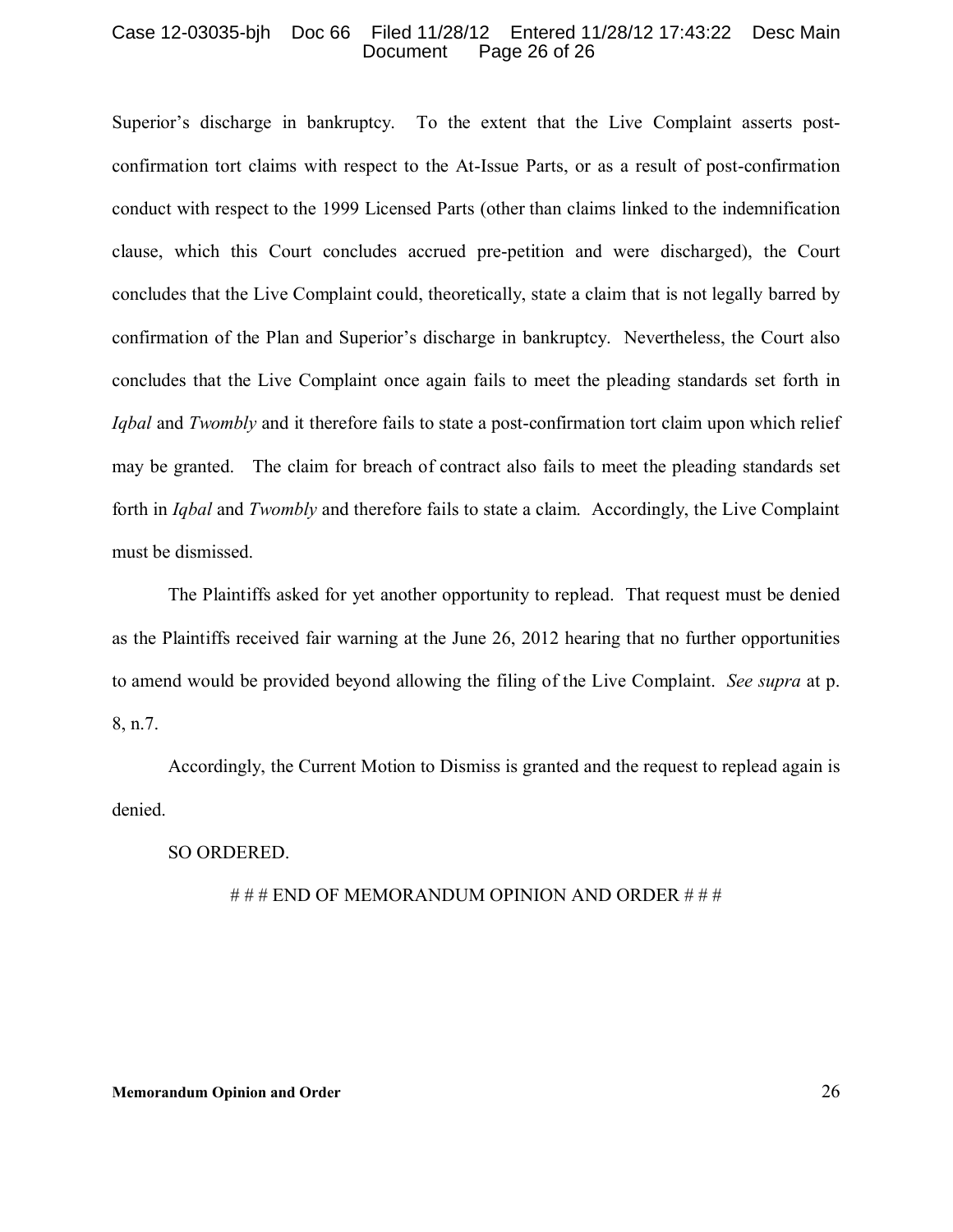Superior's discharge in bankruptcy. To the extent that the Live Complaint asserts post-confirmation tort claims with respect to the At-Issue Parts, or as a result of post-confirmation conduct with respect to the 1999 Licensed Parts (other than claims linked to the indemnification clause, which this Court concludes accrued pre-petition and were discharged), the Court concludes that the Live Complaint could, theoretically, state a claim that is not legally barred by confirmation of the Plan and Superior's discharge in bankruptcy. Nevertheless, the Court also concludes that the Live Complaint once again fails to meet the pleading standards set forth in *Iqbal* and *Twombly* and it therefore fails to state a post-confirmation tort claim upon which relief may be granted. The claim for breach of contract also fails to meet the pleading standards set forth in *Iqbal* and *Twombly* and therefore fails to state a claim. Accordingly, the Live Complaint must be dismissed.

The Plaintiffs asked for yet another opportunity to replead. That request must be denied as the Plaintiffs received fair warning at the June 26, 2012 hearing that no further opportunities to amend would be provided beyond allowing the filing of the Live Complaint. *See supra* at p. 8, n.7.

Accordingly, the Current Motion to Dismiss is granted and the request to replead again is denied.

SO ORDERED.

# # # END OF MEMORANDUM OPINION AND ORDER # # #